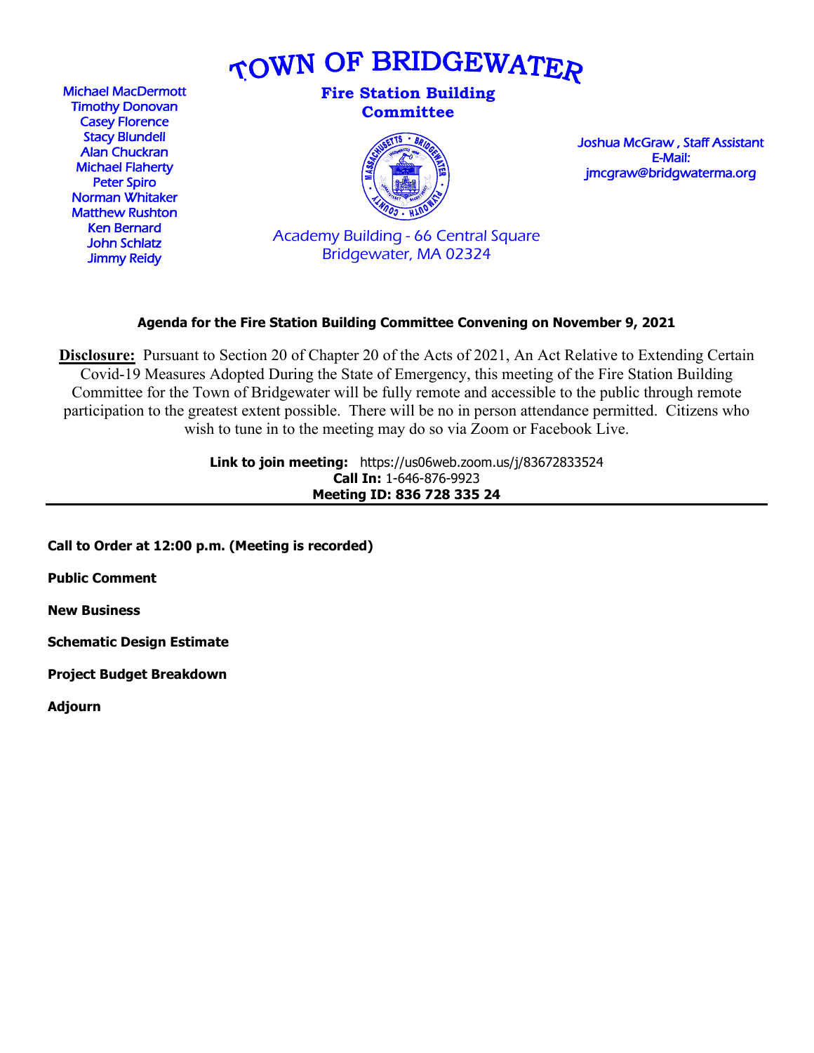# TOWN OF BRIDGEWATER

## Fire Station Building Committee

Michael MacDermott
Timothy Donovan
Casey Florence
Stacy Blundell
Alan Chuckran
Michael Flaherty
Peter Spiro
Norman Whitaker
Matthew Rushton
Ken Bernard
John Schlatz
Jimmy Reidy

Joshua McGraw , Staff Assistant
E-Mail:
jmcgraw@bridgwaterma.org

Academy Building - 66 Central Square
Bridgewater, MA 02324

**Agenda for the Fire Station Building Committee Convening on November 9, 2021**

**Disclosure:** Pursuant to Section 20 of Chapter 20 of the Acts of 2021, An Act Relative to Extending Certain Covid-19 Measures Adopted During the State of Emergency, this meeting of the Fire Station Building Committee for the Town of Bridgewater will be fully remote and accessible to the public through remote participation to the greatest extent possible. There will be no in person attendance permitted. Citizens who wish to tune in to the meeting may do so via Zoom or Facebook Live.

**Link to join meeting:** https://us06web.zoom.us/j/83672833524
**Call In:** 1-646-876-9923
**Meeting ID: 836 728 335 24**

---

**Call to Order at 12:00 p.m. (Meeting is recorded)**

**Public Comment**

**New Business**

**Schematic Design Estimate**

**Project Budget Breakdown**

**Adjourn**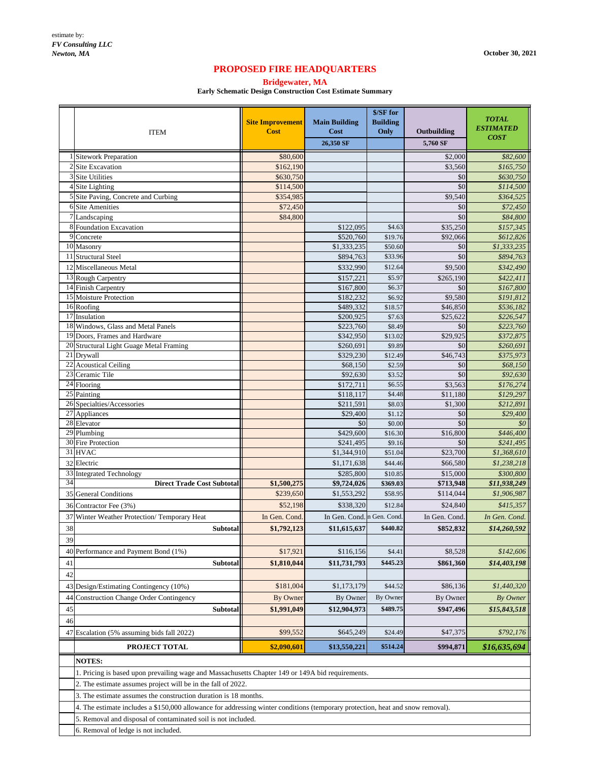estimate by:
*FV Consulting LLC*
*Newton, MA*

**October 30, 2021**

# PROPOSED FIRE HEADQUARTERS

## Bridgewater, MA

**Early Schematic Design Construction Cost Estimate Summary**

| | ITEM | Site Improvement Cost | Main Building Cost 26,350 SF | $/SF for Building Only | Outbuilding 5,760 SF | *TOTAL ESTIMATED COST* |
|---|---|---|---|---|---|---|
| 1 | Sitework Preparation | $80,600 | | | $2,000 | *$82,600* |
| 2 | Site Excavation | $162,190 | | | $3,560 | *$165,750* |
| 3 | Site Utilities | $630,750 | | | $0 | *$630,750* |
| 4 | Site Lighting | $114,500 | | | $0 | *$114,500* |
| 5 | Site Paving, Concrete and Curbing | $354,985 | | | $9,540 | *$364,525* |
| 6 | Site Amenities | $72,450 | | | $0 | *$72,450* |
| 7 | Landscaping | $84,800 | | | $0 | *$84,800* |
| 8 | Foundation Excavation | | $122,095 | $4.63 | $35,250 | *$157,345* |
| 9 | Concrete | | $520,760 | $19.76 | $92,066 | *$612,826* |
| 10 | Masonry | | $1,333,235 | $50.60 | $0 | *$1,333,235* |
| 11 | Structural Steel | | $894,763 | $33.96 | $0 | *$894,763* |
| 12 | Miscellaneous Metal | | $332,990 | $12.64 | $9,500 | *$342,490* |
| 13 | Rough Carpentry | | $157,221 | $5.97 | $265,190 | *$422,411* |
| 14 | Finish Carpentry | | $167,800 | $6.37 | $0 | *$167,800* |
| 15 | Moisture Protection | | $182,232 | $6.92 | $9,580 | *$191,812* |
| 16 | Roofing | | $489,332 | $18.57 | $46,850 | *$536,182* |
| 17 | Insulation | | $200,925 | $7.63 | $25,622 | *$226,547* |
| 18 | Windows, Glass and Metal Panels | | $223,760 | $8.49 | $0 | *$223,760* |
| 19 | Doors, Frames and Hardware | | $342,950 | $13.02 | $29,925 | *$372,875* |
| 20 | Structural Light Guage Metal Framing | | $260,691 | $9.89 | $0 | *$260,691* |
| 21 | Drywall | | $329,230 | $12.49 | $46,743 | *$375,973* |
| 22 | Acoustical Ceiling | | $68,150 | $2.59 | $0 | *$68,150* |
| 23 | Ceramic Tile | | $92,630 | $3.52 | $0 | *$92,630* |
| 24 | Flooring | | $172,711 | $6.55 | $3,563 | *$176,274* |
| 25 | Painting | | $118,117 | $4.48 | $11,180 | *$129,297* |
| 26 | Specialties/Accessories | | $211,591 | $8.03 | $1,300 | *$212,891* |
| 27 | Appliances | | $29,400 | $1.12 | $0 | *$29,400* |
| 28 | Elevator | | $0 | $0.00 | $0 | *$0* |
| 29 | Plumbing | | $429,600 | $16.30 | $16,800 | *$446,400* |
| 30 | Fire Protection | | $241,495 | $9.16 | $0 | *$241,495* |
| 31 | HVAC | | $1,344,910 | $51.04 | $23,700 | *$1,368,610* |
| 32 | Electric | | $1,171,638 | $44.46 | $66,580 | *$1,238,218* |
| 33 | Integrated Technology | | $285,800 | $10.85 | $15,000 | *$300,800* |
| 34 | **Direct Trade Cost Subtotal** | **$1,500,275** | **$9,724,026** | **$369.03** | **$713,948** | ***$11,938,249*** |
| 35 | General Conditions | $239,650 | $1,553,292 | $58.95 | $114,044 | *$1,906,987* |
| 36 | Contractor Fee (3%) | $52,198 | $338,320 | $12.84 | $24,840 | *$415,357* |
| 37 | Winter Weather Protection/ Temporary Heat | In Gen. Cond. | In Gen. Cond. | In Gen. Cond. | In Gen. Cond. | *In Gen. Cond.* |
| 38 | **Subtotal** | **$1,792,123** | **$11,615,637** | **$440.82** | **$852,832** | ***$14,260,592*** |
| 39 | | | | | | |
| 40 | Performance and Payment Bond (1%) | $17,921 | $116,156 | $4.41 | $8,528 | *$142,606* |
| 41 | **Subtotal** | **$1,810,044** | **$11,731,793** | **$445.23** | **$861,360** | ***$14,403,198*** |
| 42 | | | | | | |
| 43 | Design/Estimating Contingency (10%) | $181,004 | $1,173,179 | $44.52 | $86,136 | *$1,440,320* |
| 44 | Construction Change Order Contingency | By Owner | By Owner | By Owner | By Owner | *By Owner* |
| 45 | **Subtotal** | **$1,991,049** | **$12,904,973** | **$489.75** | **$947,496** | ***$15,843,518*** |
| 46 | | | | | | |
| 47 | Escalation (5% assuming bids fall 2022) | $99,552 | $645,249 | $24.49 | $47,375 | *$792,176* |
| | **PROJECT TOTAL** | **$2,090,601** | **$13,550,221** | **$514.24** | **$994,871** | ***$16,635,694*** |

**NOTES:**

1. Pricing is based upon prevailing wage and Massachusetts Chapter 149 or 149A bid requirements.
2. The estimate assumes project will be in the fall of 2022.
3. The estimate assumes the construction duration is 18 months.
4. The estimate includes a $150,000 allowance for addressing winter conditions (temporary protection, heat and snow removal).
5. Removal and disposal of contaminated soil is not included.
6. Removal of ledge is not included.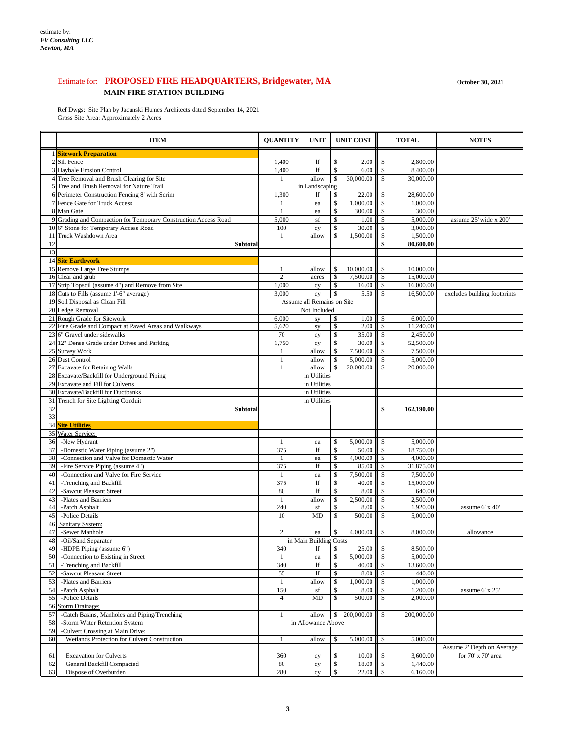estimate by:
*FV Consulting LLC*
*Newton, MA*

## Estimate for: **PROPOSED FIRE HEADQUARTERS, Bridgewater, MA**

**MAIN FIRE STATION BUILDING**

**October 30, 2021**

Ref Dwgs: Site Plan by Jacunski Humes Architects dated September 14, 2021
Gross Site Area: Approximately 2 Acres

| | ITEM | QUANTITY | UNIT | UNIT COST | TOTAL | NOTES |
|---|---|---|---|---|---|---|
| 1 | **Sitework Preparation** | | | | | |
| 2 | Silt Fence | 1,400 | lf | $ 2.00 | $ 2,800.00 | |
| 3 | Haybale Erosion Control | 1,400 | lf | $ 6.00 | $ 8,400.00 | |
| 4 | Tree Removal and Brush Clearing for Site | 1 | allow | $ 30,000.00 | $ 30,000.00 | |
| 5 | Tree and Brush Removal for Nature Trail | | in Landscaping | | | |
| 6 | Perimeter Construction Fencing 8' with Scrim | 1,300 | lf | $ 22.00 | $ 28,600.00 | |
| 7 | Fence Gate for Truck Access | 1 | ea | $ 1,000.00 | $ 1,000.00 | |
| 8 | Man Gate | 1 | ea | $ 300.00 | $ 300.00 | |
| 9 | Grading and Compaction for Temporary Construction Access Road | 5,000 | sf | $ 1.00 | $ 5,000.00 | assume 25' wide x 200' |
| 10 | 6" Stone for Temporary Access Road | 100 | cy | $ 30.00 | $ 3,000.00 | |
| 11 | Truck Washdown Area | 1 | allow | $ 1,500.00 | $ 1,500.00 | |
| 12 | **Subtotal** | | | | **$ 80,600.00** | |
| 13 | | | | | | |
| 14 | **Site Earthwork** | | | | | |
| 15 | Remove Large Tree Stumps | 1 | allow | $ 10,000.00 | $ 10,000.00 | |
| 16 | Clear and grub | 2 | acres | $ 7,500.00 | $ 15,000.00 | |
| 17 | Strip Topsoil (assume 4") and Remove from Site | 1,000 | cy | $ 16.00 | $ 16,000.00 | |
| 18 | Cuts to Fills (assume 1'-6" average) | 3,000 | cy | $ 5.50 | $ 16,500.00 | excludes building footprints |
| 19 | Soil Disposal as Clean Fill | | Assume all Remains on Site | | | |
| 20 | Ledge Removal | | Not Included | | | |
| 21 | Rough Grade for Sitework | 6,000 | sy | $ 1.00 | $ 6,000.00 | |
| 22 | Fine Grade and Compact at Paved Areas and Walkways | 5,620 | sy | $ 2.00 | $ 11,240.00 | |
| 23 | 6" Gravel under sidewalks | 70 | cy | $ 35.00 | $ 2,450.00 | |
| 24 | 12" Dense Grade under Drives and Parking | 1,750 | cy | $ 30.00 | $ 52,500.00 | |
| 25 | Survey Work | 1 | allow | $ 7,500.00 | $ 7,500.00 | |
| 26 | Dust Control | 1 | allow | $ 5,000.00 | $ 5,000.00 | |
| 27 | Excavate for Retaining Walls | 1 | allow | $ 20,000.00 | $ 20,000.00 | |
| 28 | Excavate/Backfill for Underground Piping | | in Utilities | | | |
| 29 | Excavate and Fill for Culverts | | in Utilities | | | |
| 30 | Excavate/Backfill for Ductbanks | | in Utilities | | | |
| 31 | Trench for Site Lighting Conduit | | in Utilities | | | |
| 32 | **Subtotal** | | | | **$ 162,190.00** | |
| 33 | | | | | | |
| 34 | **Site Utilities** | | | | | |
| 35 | Water Service: | | | | | |
| 36 | -New Hydrant | 1 | ea | $ 5,000.00 | $ 5,000.00 | |
| 37 | -Domestic Water Piping (assume 2") | 375 | lf | $ 50.00 | $ 18,750.00 | |
| 38 | -Connection and Valve for Domestic Water | 1 | ea | $ 4,000.00 | $ 4,000.00 | |
| 39 | -Fire Service Piping (assume 4") | 375 | lf | $ 85.00 | $ 31,875.00 | |
| 40 | -Connection and Valve for Fire Service | 1 | ea | $ 7,500.00 | $ 7,500.00 | |
| 41 | -Trenching and Backfill | 375 | lf | $ 40.00 | $ 15,000.00 | |
| 42 | -Sawcut Pleasant Street | 80 | lf | $ 8.00 | $ 640.00 | |
| 43 | -Plates and Barriers | 1 | allow | $ 2,500.00 | $ 2,500.00 | |
| 44 | -Patch Asphalt | 240 | sf | $ 8.00 | $ 1,920.00 | assume 6' x 40' |
| 45 | -Police Details | 10 | MD | $ 500.00 | $ 5,000.00 | |
| 46 | Sanitary System: | | | | | |
| 47 | -Sewer Manhole | 2 | ea | $ 4,000.00 | $ 8,000.00 | allowance |
| 48 | -Oil/Sand Separator | | in Main Building Costs | | | |
| 49 | -HDPE Piping (assume 6") | 340 | lf | $ 25.00 | $ 8,500.00 | |
| 50 | -Connection to Existing in Street | 1 | ea | $ 5,000.00 | $ 5,000.00 | |
| 51 | -Trenching and Backfill | 340 | lf | $ 40.00 | $ 13,600.00 | |
| 52 | -Sawcut Pleasant Street | 55 | lf | $ 8.00 | $ 440.00 | |
| 53 | -Plates and Barriers | 1 | allow | $ 1,000.00 | $ 1,000.00 | |
| 54 | -Patch Asphalt | 150 | sf | $ 8.00 | $ 1,200.00 | assume 6' x 25' |
| 55 | -Police Details | 4 | MD | $ 500.00 | $ 2,000.00 | |
| 56 | Storm Drainage: | | | | | |
| 57 | -Catch Basins, Manholes and Piping/Trenching | 1 | allow | $ 200,000.00 | $ 200,000.00 | |
| 58 | -Storm Water Retention System | | in Allowance Above | | | |
| 59 | -Culvert Crossing at Main Drive: | | | | | |
| 60 | Wetlands Protection for Culvert Construction | 1 | allow | $ 5,000.00 | $ 5,000.00 | |
| 61 | Excavation for Culverts | 360 | cy | $ 10.00 | $ 3,600.00 | Assume 2' Depth on Average for 70' x 70' area |
| 62 | General Backfill Compacted | 80 | cy | $ 18.00 | $ 1,440.00 | |
| 63 | Dispose of Overburden | 280 | cy | $ 22.00 | $ 6,160.00 | |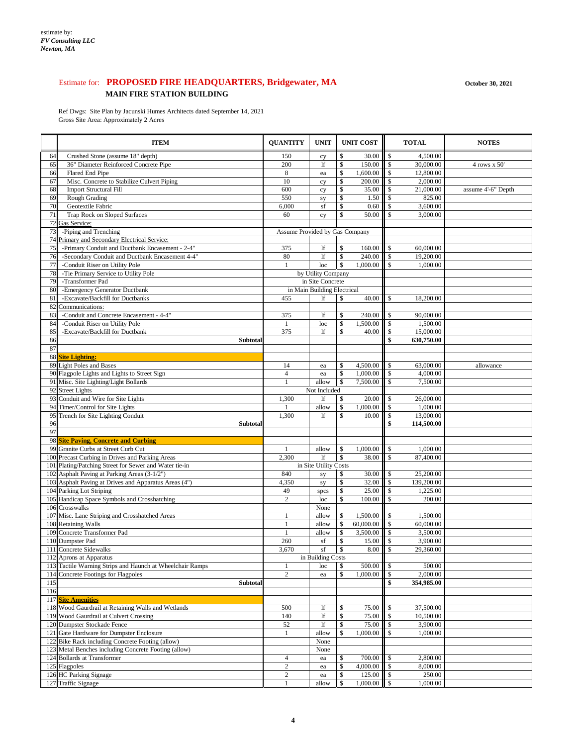estimate by:
*FV Consulting LLC*
*Newton, MA*

## Estimate for: **PROPOSED FIRE HEADQUARTERS, Bridgewater, MA**

**October 30, 2021**

### MAIN FIRE STATION BUILDING

Ref Dwgs: Site Plan by Jacunski Humes Architects dated September 14, 2021
Gross Site Area: Approximately 2 Acres

| | ITEM | QUANTITY | UNIT | UNIT COST | TOTAL | NOTES |
|---|---|---|---|---|---|---|
| 64 | Crushed Stone (assume 18" depth) | 150 | cy | $ 30.00 | $ 4,500.00 | |
| 65 | 36" Diameter Reinforced Concrete Pipe | 200 | lf | $ 150.00 | $ 30,000.00 | 4 rows x 50' |
| 66 | Flared End Pipe | 8 | ea | $ 1,600.00 | $ 12,800.00 | |
| 67 | Misc. Concrete to Stabilize Culvert Piping | 10 | cy | $ 200.00 | $ 2,000.00 | |
| 68 | Import Structural Fill | 600 | cy | $ 35.00 | $ 21,000.00 | assume 4'-6" Depth |
| 69 | Rough Grading | 550 | sy | $ 1.50 | $ 825.00 | |
| 70 | Geotextile Fabric | 6,000 | sf | $ 0.60 | $ 3,600.00 | |
| 71 | Trap Rock on Sloped Surfaces | 60 | cy | $ 50.00 | $ 3,000.00 | |
| 72 | Gas Service: | | | | | |
| 73 | -Piping and Trenching | Assume Provided by Gas Company | | | | |
| 74 | Primary and Secondary Electrical Service: | | | | | |
| 75 | -Primary Conduit and Ductbank Encasement - 2-4" | 375 | lf | $ 160.00 | $ 60,000.00 | |
| 76 | -Secondary Conduit and Ductbank Encasement 4-4" | 80 | lf | $ 240.00 | $ 19,200.00 | |
| 77 | -Conduit Riser on Utility Pole | 1 | loc | $ 1,000.00 | $ 1,000.00 | |
| 78 | -Tie Primary Service to Utility Pole | | by Utility Company | | | |
| 79 | -Transformer Pad | | in Site Concrete | | | |
| 80 | -Emergency Generator Ductbank | | in Main Building Electrical | | | |
| 81 | -Excavate/Backfill for Ductbanks | 455 | lf | $ 40.00 | $ 18,200.00 | |
| 82 | Communications: | | | | | |
| 83 | -Conduit and Concrete Encasement - 4-4" | 375 | lf | $ 240.00 | $ 90,000.00 | |
| 84 | -Conduit Riser on Utility Pole | 1 | loc | $ 1,500.00 | $ 1,500.00 | |
| 85 | -Excavate/Backfill for Ductbank | 375 | lf | $ 40.00 | $ 15,000.00 | |
| 86 | **Subtotal** | | | | **$ 630,750.00** | |
| 87 | | | | | | |
| 88 | **Site Lighting:** | | | | | |
| 89 | Light Poles and Bases | 14 | ea | $ 4,500.00 | $ 63,000.00 | allowance |
| 90 | Flagpole Lights and Lights to Street Sign | 4 | ea | $ 1,000.00 | $ 4,000.00 | |
| 91 | Misc. Site Lighting/Light Bollards | 1 | allow | $ 7,500.00 | $ 7,500.00 | |
| 92 | Street Lights | | Not Included | | | |
| 93 | Conduit and Wire for Site Lights | 1,300 | lf | $ 20.00 | $ 26,000.00 | |
| 94 | Timer/Control for Site Lights | 1 | allow | $ 1,000.00 | $ 1,000.00 | |
| 95 | Trench for Site Lighting Conduit | 1,300 | lf | $ 10.00 | $ 13,000.00 | |
| 96 | **Subtotal** | | | | **$ 114,500.00** | |
| 97 | | | | | | |
| 98 | **Site Paving, Concrete and Curbing** | | | | | |
| 99 | Granite Curbs at Street Curb Cut | 1 | allow | $ 1,000.00 | $ 1,000.00 | |
| 100 | Precast Curbing in Drives and Parking Areas | 2,300 | lf | $ 38.00 | $ 87,400.00 | |
| 101 | Plating/Patching Street for Sewer and Water tie-in | | in Site Utility Costs | | | |
| 102 | Asphalt Paving at Parking Areas (3-1/2") | 840 | sy | $ 30.00 | $ 25,200.00 | |
| 103 | Asphalt Paving at Drives and Apparatus Areas (4") | 4,350 | sy | $ 32.00 | $ 139,200.00 | |
| 104 | Parking Lot Striping | 49 | spcs | $ 25.00 | $ 1,225.00 | |
| 105 | Handicap Space Symbols and Crosshatching | 2 | loc | $ 100.00 | $ 200.00 | |
| 106 | Crosswalks | | None | | | |
| 107 | Misc. Lane Striping and Crosshatched Areas | 1 | allow | $ 1,500.00 | $ 1,500.00 | |
| 108 | Retaining Walls | 1 | allow | $ 60,000.00 | $ 60,000.00 | |
| 109 | Concrete Transformer Pad | 1 | allow | $ 3,500.00 | $ 3,500.00 | |
| 110 | Dumpster Pad | 260 | sf | $ 15.00 | $ 3,900.00 | |
| 111 | Concrete Sidewalks | 3,670 | sf | $ 8.00 | $ 29,360.00 | |
| 112 | Aprons at Apparatus | | in Building Costs | | | |
| 113 | Tactile Warning Strips and Haunch at Wheelchair Ramps | 1 | loc | $ 500.00 | $ 500.00 | |
| 114 | Concrete Footings for Flagpoles | 2 | ea | $ 1,000.00 | $ 2,000.00 | |
| 115 | **Subtotal** | | | | **$ 354,985.00** | |
| 116 | | | | | | |
| 117 | **Site Amenities** | | | | | |
| 118 | Wood Gaurdrail at Retaining Walls and Wetlands | 500 | lf | $ 75.00 | $ 37,500.00 | |
| 119 | Wood Gaurdrail at Culvert Crossing | 140 | lf | $ 75.00 | $ 10,500.00 | |
| 120 | Dumpster Stockade Fence | 52 | lf | $ 75.00 | $ 3,900.00 | |
| 121 | Gate Hardware for Dumpster Enclosure | 1 | allow | $ 1,000.00 | $ 1,000.00 | |
| 122 | Bike Rack including Concrete Footing (allow) | | None | | | |
| 123 | Metal Benches including Concrete Footing (allow) | | None | | | |
| 124 | Bollards at Transformer | 4 | ea | $ 700.00 | $ 2,800.00 | |
| 125 | Flagpoles | 2 | ea | $ 4,000.00 | $ 8,000.00 | |
| 126 | HC Parking Signage | 2 | ea | $ 125.00 | $ 250.00 | |
| 127 | Traffic Signage | 1 | allow | $ 1,000.00 | $ 1,000.00 | |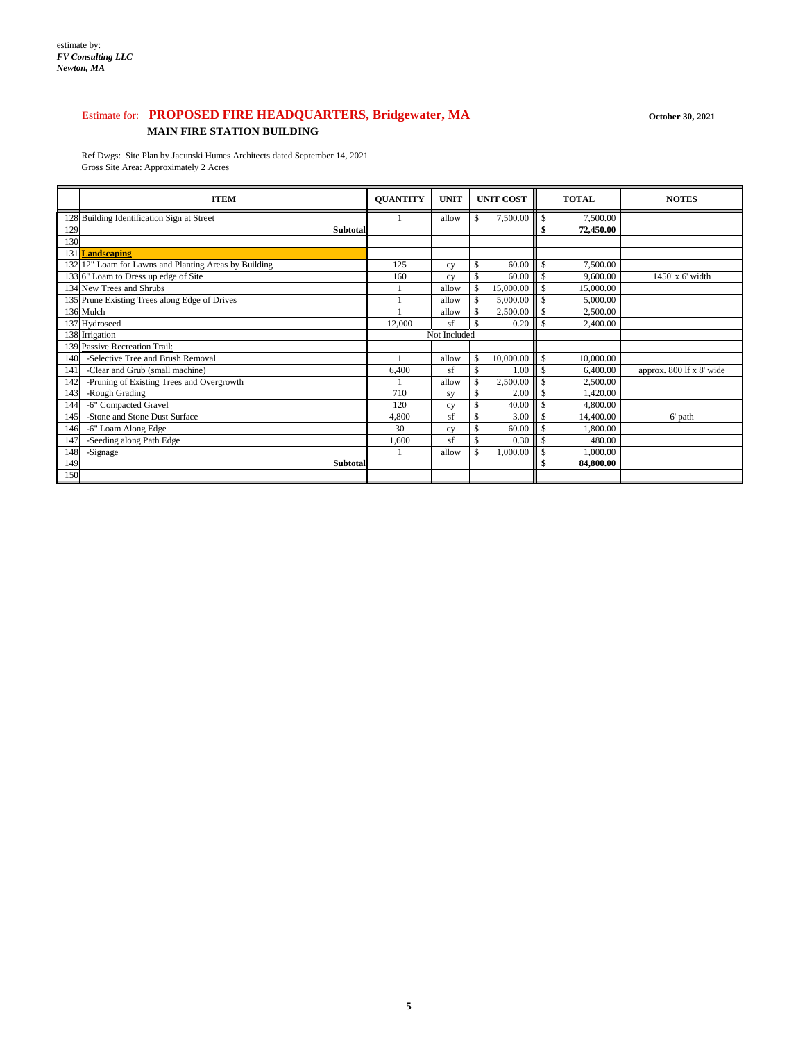estimate by:
***FV Consulting LLC***
***Newton, MA***

## Estimate for: **PROPOSED FIRE HEADQUARTERS, Bridgewater, MA**

**MAIN FIRE STATION BUILDING**

**October 30, 2021**

Ref Dwgs: Site Plan by Jacunski Humes Architects dated September 14, 2021
Gross Site Area: Approximately 2 Acres

| | ITEM | QUANTITY | UNIT | UNIT COST | TOTAL | NOTES |
|---|---|---|---|---|---|---|
| 128 | Building Identification Sign at Street | 1 | allow | $ 7,500.00 | $ 7,500.00 | |
| 129 | **Subtotal** | | | | **$ 72,450.00** | |
| 130 | | | | | | |
| 131 | **Landscaping** | | | | | |
| 132 | 12" Loam for Lawns and Planting Areas by Building | 125 | cy | $ 60.00 | $ 7,500.00 | |
| 133 | 6" Loam to Dress up edge of Site | 160 | cy | $ 60.00 | $ 9,600.00 | 1450' x 6' width |
| 134 | New Trees and Shrubs | 1 | allow | $ 15,000.00 | $ 15,000.00 | |
| 135 | Prune Existing Trees along Edge of Drives | 1 | allow | $ 5,000.00 | $ 5,000.00 | |
| 136 | Mulch | 1 | allow | $ 2,500.00 | $ 2,500.00 | |
| 137 | Hydroseed | 12,000 | sf | $ 0.20 | $ 2,400.00 | |
| 138 | Irrigation | | Not Included | | | |
| 139 | Passive Recreation Trail: | | | | | |
| 140 | -Selective Tree and Brush Removal | 1 | allow | $ 10,000.00 | $ 10,000.00 | |
| 141 | -Clear and Grub (small machine) | 6,400 | sf | $ 1.00 | $ 6,400.00 | approx. 800 lf x 8' wide |
| 142 | -Pruning of Existing Trees and Overgrowth | 1 | allow | $ 2,500.00 | $ 2,500.00 | |
| 143 | -Rough Grading | 710 | sy | $ 2.00 | $ 1,420.00 | |
| 144 | -6" Compacted Gravel | 120 | cy | $ 40.00 | $ 4,800.00 | |
| 145 | -Stone and Stone Dust Surface | 4,800 | sf | $ 3.00 | $ 14,400.00 | 6' path |
| 146 | -6" Loam Along Edge | 30 | cy | $ 60.00 | $ 1,800.00 | |
| 147 | -Seeding along Path Edge | 1,600 | sf | $ 0.30 | $ 480.00 | |
| 148 | -Signage | 1 | allow | $ 1,000.00 | $ 1,000.00 | |
| 149 | **Subtotal** | | | | **$ 84,800.00** | |
| 150 | | | | | | |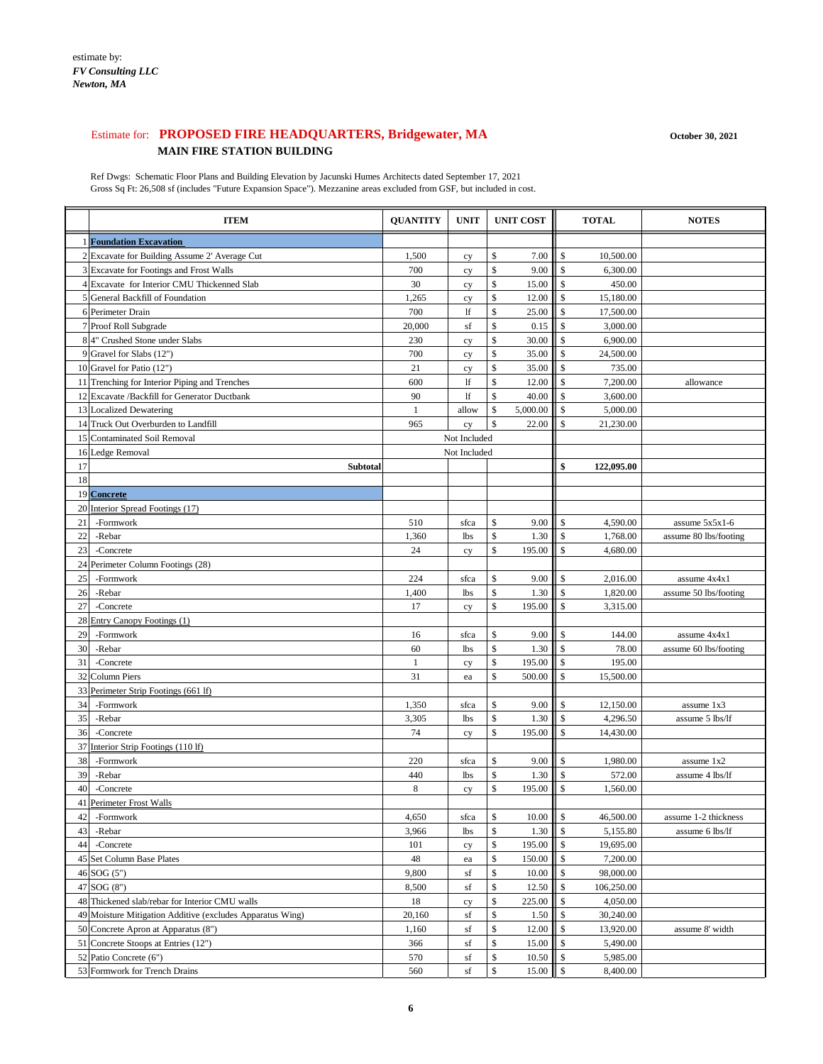estimate by:
*FV Consulting LLC*
*Newton, MA*

Estimate for: **PROPOSED FIRE HEADQUARTERS, Bridgewater, MA**
**MAIN FIRE STATION BUILDING**

**October 30, 2021**

Ref Dwgs: Schematic Floor Plans and Building Elevation by Jacunski Humes Architects dated September 17, 2021
Gross Sq Ft: 26,508 sf (includes "Future Expansion Space"). Mezzanine areas excluded from GSF, but included in cost.

| | ITEM | QUANTITY | UNIT | UNIT COST | TOTAL | NOTES |
|---|---|---|---|---|---|---|
| 1 | **Foundation Excavation** | | | | | |
| 2 | Excavate for Building Assume 2' Average Cut | 1,500 | cy | $ 7.00 | $ 10,500.00 | |
| 3 | Excavate for Footings and Frost Walls | 700 | cy | $ 9.00 | $ 6,300.00 | |
| 4 | Excavate for Interior CMU Thickenned Slab | 30 | cy | $ 15.00 | $ 450.00 | |
| 5 | General Backfill of Foundation | 1,265 | cy | $ 12.00 | $ 15,180.00 | |
| 6 | Perimeter Drain | 700 | lf | $ 25.00 | $ 17,500.00 | |
| 7 | Proof Roll Subgrade | 20,000 | sf | $ 0.15 | $ 3,000.00 | |
| 8 | 4" Crushed Stone under Slabs | 230 | cy | $ 30.00 | $ 6,900.00 | |
| 9 | Gravel for Slabs (12") | 700 | cy | $ 35.00 | $ 24,500.00 | |
| 10 | Gravel for Patio (12") | 21 | cy | $ 35.00 | $ 735.00 | |
| 11 | Trenching for Interior Piping and Trenches | 600 | lf | $ 12.00 | $ 7,200.00 | allowance |
| 12 | Excavate /Backfill for Generator Ductbank | 90 | lf | $ 40.00 | $ 3,600.00 | |
| 13 | Localized Dewatering | 1 | allow | $ 5,000.00 | $ 5,000.00 | |
| 14 | Truck Out Overburden to Landfill | 965 | cy | $ 22.00 | $ 21,230.00 | |
| 15 | Contaminated Soil Removal | | Not Included | | | |
| 16 | Ledge Removal | | Not Included | | | |
| 17 | **Subtotal** | | | | **$ 122,095.00** | |
| 18 | | | | | | |
| 19 | **Concrete** | | | | | |
| 20 | Interior Spread Footings (17) | | | | | |
| 21 | -Formwork | 510 | sfca | $ 9.00 | $ 4,590.00 | assume 5x5x1-6 |
| 22 | -Rebar | 1,360 | lbs | $ 1.30 | $ 1,768.00 | assume 80 lbs/footing |
| 23 | -Concrete | 24 | cy | $ 195.00 | $ 4,680.00 | |
| 24 | Perimeter Column Footings (28) | | | | | |
| 25 | -Formwork | 224 | sfca | $ 9.00 | $ 2,016.00 | assume 4x4x1 |
| 26 | -Rebar | 1,400 | lbs | $ 1.30 | $ 1,820.00 | assume 50 lbs/footing |
| 27 | -Concrete | 17 | cy | $ 195.00 | $ 3,315.00 | |
| 28 | Entry Canopy Footings (1) | | | | | |
| 29 | -Formwork | 16 | sfca | $ 9.00 | $ 144.00 | assume 4x4x1 |
| 30 | -Rebar | 60 | lbs | $ 1.30 | $ 78.00 | assume 60 lbs/footing |
| 31 | -Concrete | 1 | cy | $ 195.00 | $ 195.00 | |
| 32 | Column Piers | 31 | ea | $ 500.00 | $ 15,500.00 | |
| 33 | Perimeter Strip Footings (661 lf) | | | | | |
| 34 | -Formwork | 1,350 | sfca | $ 9.00 | $ 12,150.00 | assume 1x3 |
| 35 | -Rebar | 3,305 | lbs | $ 1.30 | $ 4,296.50 | assume 5 lbs/lf |
| 36 | -Concrete | 74 | cy | $ 195.00 | $ 14,430.00 | |
| 37 | Interior Strip Footings (110 lf) | | | | | |
| 38 | -Formwork | 220 | sfca | $ 9.00 | $ 1,980.00 | assume 1x2 |
| 39 | -Rebar | 440 | lbs | $ 1.30 | $ 572.00 | assume 4 lbs/lf |
| 40 | -Concrete | 8 | cy | $ 195.00 | $ 1,560.00 | |
| 41 | Perimeter Frost Walls | | | | | |
| 42 | -Formwork | 4,650 | sfca | $ 10.00 | $ 46,500.00 | assume 1-2 thickness |
| 43 | -Rebar | 3,966 | lbs | $ 1.30 | $ 5,155.80 | assume 6 lbs/lf |
| 44 | -Concrete | 101 | cy | $ 195.00 | $ 19,695.00 | |
| 45 | Set Column Base Plates | 48 | ea | $ 150.00 | $ 7,200.00 | |
| 46 | SOG (5") | 9,800 | sf | $ 10.00 | $ 98,000.00 | |
| 47 | SOG (8") | 8,500 | sf | $ 12.50 | $ 106,250.00 | |
| 48 | Thickened slab/rebar for Interior CMU walls | 18 | cy | $ 225.00 | $ 4,050.00 | |
| 49 | Moisture Mitigation Additive (excludes Apparatus Wing) | 20,160 | sf | $ 1.50 | $ 30,240.00 | |
| 50 | Concrete Apron at Apparatus (8") | 1,160 | sf | $ 12.00 | $ 13,920.00 | assume 8' width |
| 51 | Concrete Stoops at Entries (12") | 366 | sf | $ 15.00 | $ 5,490.00 | |
| 52 | Patio Concrete (6") | 570 | sf | $ 10.50 | $ 5,985.00 | |
| 53 | Formwork for Trench Drains | 560 | sf | $ 15.00 | $ 8,400.00 | |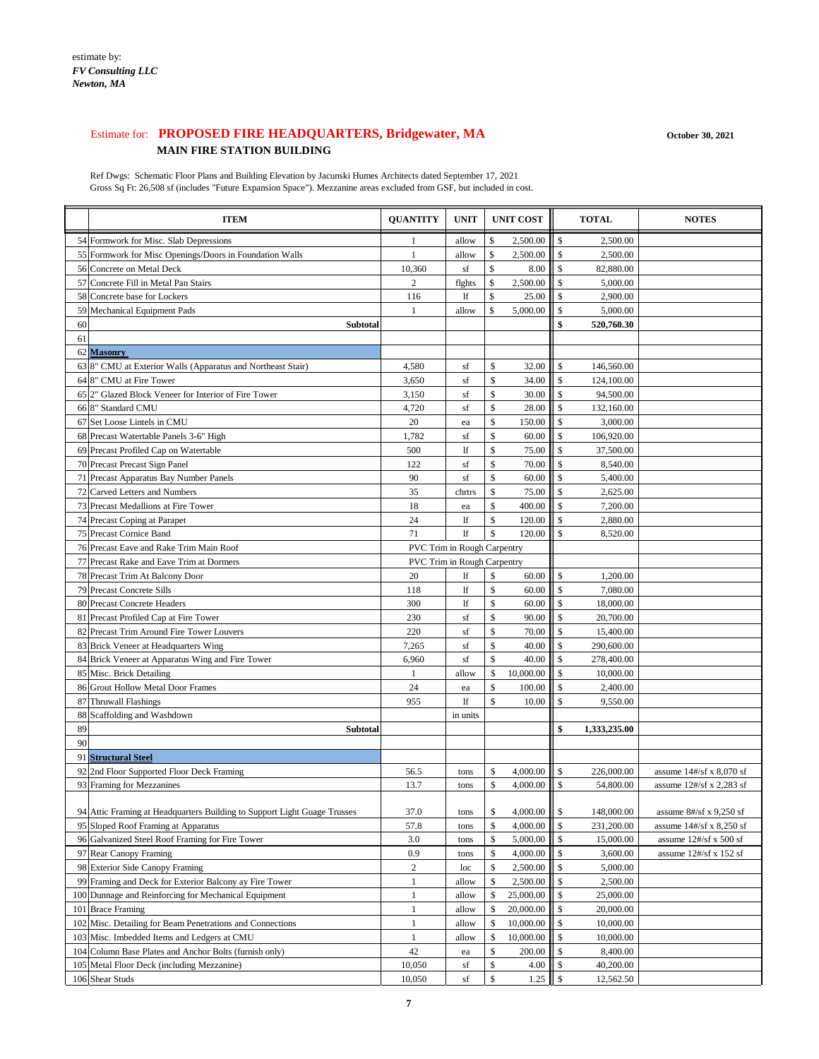estimate by:
***FV Consulting LLC***
***Newton, MA***

## Estimate for: **PROPOSED FIRE HEADQUARTERS, Bridgewater, MA**

**MAIN FIRE STATION BUILDING**

**October 30, 2021**

Ref Dwgs: Schematic Floor Plans and Building Elevation by Jacunski Humes Architects dated September 17, 2021
Gross Sq Ft: 26,508 sf (includes "Future Expansion Space"). Mezzanine areas excluded from GSF, but included in cost.

| | ITEM | QUANTITY | UNIT | UNIT COST | TOTAL | NOTES |
|---|---|---|---|---|---|---|
| 54 | Formwork for Misc. Slab Depressions | 1 | allow | $ 2,500.00 | $ 2,500.00 | |
| 55 | Formwork for Misc Openings/Doors in Foundation Walls | 1 | allow | $ 2,500.00 | $ 2,500.00 | |
| 56 | Concrete on Metal Deck | 10,360 | sf | $ 8.00 | $ 82,880.00 | |
| 57 | Concrete Fill in Metal Pan Stairs | 2 | flghts | $ 2,500.00 | $ 5,000.00 | |
| 58 | Concrete base for Lockers | 116 | lf | $ 25.00 | $ 2,900.00 | |
| 59 | Mechanical Equipment Pads | 1 | allow | $ 5,000.00 | $ 5,000.00 | |
| 60 | **Subtotal** | | | | **$ 520,760.30** | |
| 61 | | | | | | |
| 62 | **Masonry** | | | | | |
| 63 | 8" CMU at Exterior Walls (Apparatus and Northeast Stair) | 4,580 | sf | $ 32.00 | $ 146,560.00 | |
| 64 | 8" CMU at Fire Tower | 3,650 | sf | $ 34.00 | $ 124,100.00 | |
| 65 | 2" Glazed Block Veneer for Interior of Fire Tower | 3,150 | sf | $ 30.00 | $ 94,500.00 | |
| 66 | 8" Standard CMU | 4,720 | sf | $ 28.00 | $ 132,160.00 | |
| 67 | Set Loose Lintels in CMU | 20 | ea | $ 150.00 | $ 3,000.00 | |
| 68 | Precast Watertable Panels 3-6" High | 1,782 | sf | $ 60.00 | $ 106,920.00 | |
| 69 | Precast Profiled Cap on Watertable | 500 | lf | $ 75.00 | $ 37,500.00 | |
| 70 | Precast Precast Sign Panel | 122 | sf | $ 70.00 | $ 8,540.00 | |
| 71 | Precast Apparatus Bay Number Panels | 90 | sf | $ 60.00 | $ 5,400.00 | |
| 72 | Carved Letters and Numbers | 35 | chrtrs | $ 75.00 | $ 2,625.00 | |
| 73 | Precast Medallions at Fire Tower | 18 | ea | $ 400.00 | $ 7,200.00 | |
| 74 | Precast Coping at Parapet | 24 | lf | $ 120.00 | $ 2,880.00 | |
| 75 | Precast Cornice Band | 71 | lf | $ 120.00 | $ 8,520.00 | |
| 76 | Precast Eave and Rake Trim Main Roof | PVC Trim in Rough Carpentry | | | | |
| 77 | Precast Rake and Eave Trim at Dormers | PVC Trim in Rough Carpentry | | | | |
| 78 | Precast Trim At Balcony Door | 20 | lf | $ 60.00 | $ 1,200.00 | |
| 79 | Precast Concrete Sills | 118 | lf | $ 60.00 | $ 7,080.00 | |
| 80 | Precast Concrete Headers | 300 | lf | $ 60.00 | $ 18,000.00 | |
| 81 | Precast Profiled Cap at Fire Tower | 230 | sf | $ 90.00 | $ 20,700.00 | |
| 82 | Precast Trim Around Fire Tower Louvers | 220 | sf | $ 70.00 | $ 15,400.00 | |
| 83 | Brick Veneer at Headquarters Wing | 7,265 | sf | $ 40.00 | $ 290,600.00 | |
| 84 | Brick Veneer at Apparatus Wing and Fire Tower | 6,960 | sf | $ 40.00 | $ 278,400.00 | |
| 85 | Misc. Brick Detailing | 1 | allow | $ 10,000.00 | $ 10,000.00 | |
| 86 | Grout Hollow Metal Door Frames | 24 | ea | $ 100.00 | $ 2,400.00 | |
| 87 | Thruwall Flashings | 955 | lf | $ 10.00 | $ 9,550.00 | |
| 88 | Scaffolding and Washdown | | in units | | | |
| 89 | **Subtotal** | | | | **$ 1,333,235.00** | |
| 90 | | | | | | |
| 91 | **Structural Steel** | | | | | |
| 92 | 2nd Floor Supported Floor Deck Framing | 56.5 | tons | $ 4,000.00 | $ 226,000.00 | assume 14#/sf x 8,070 sf |
| 93 | Framing for Mezzanines | 13.7 | tons | $ 4,000.00 | $ 54,800.00 | assume 12#/sf x 2,283 sf |
| 94 | Attic Framing at Headquarters Building to Support Light Guage Trusses | 37.0 | tons | $ 4,000.00 | $ 148,000.00 | assume 8#/sf x 9,250 sf |
| 95 | Sloped Roof Framing at Apparatus | 57.8 | tons | $ 4,000.00 | $ 231,200.00 | assume 14#/sf x 8,250 sf |
| 96 | Galvanized Steel Roof Framing for Fire Tower | 3.0 | tons | $ 5,000.00 | $ 15,000.00 | assume 12#/sf x 500 sf |
| 97 | Rear Canopy Framing | 0.9 | tons | $ 4,000.00 | $ 3,600.00 | assume 12#/sf x 152 sf |
| 98 | Exterior Side Canopy Framing | 2 | loc | $ 2,500.00 | $ 5,000.00 | |
| 99 | Framing and Deck for Exterior Balcony ay Fire Tower | 1 | allow | $ 2,500.00 | $ 2,500.00 | |
| 100 | Dunnage and Reinforcing for Mechanical Equipment | 1 | allow | $ 25,000.00 | $ 25,000.00 | |
| 101 | Brace Framing | 1 | allow | $ 20,000.00 | $ 20,000.00 | |
| 102 | Misc. Detailing for Beam Penetrations and Connections | 1 | allow | $ 10,000.00 | $ 10,000.00 | |
| 103 | Misc. Imbedded Items and Ledgers at CMU | 1 | allow | $ 10,000.00 | $ 10,000.00 | |
| 104 | Column Base Plates and Anchor Bolts (furnish only) | 42 | ea | $ 200.00 | $ 8,400.00 | |
| 105 | Metal Floor Deck (including Mezzanine) | 10,050 | sf | $ 4.00 | $ 40,200.00 | |
| 106 | Shear Studs | 10,050 | sf | $ 1.25 | $ 12,562.50 | |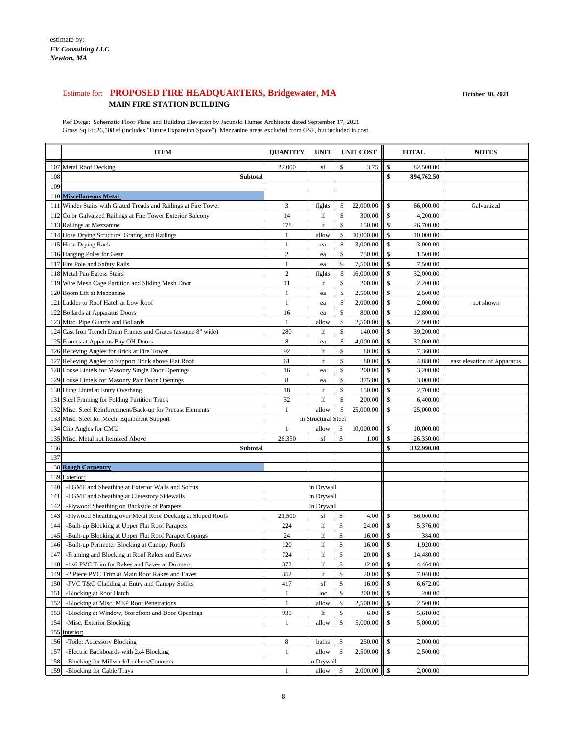estimate by:
*FV Consulting LLC*
*Newton, MA*

## Estimate for: **PROPOSED FIRE HEADQUARTERS, Bridgewater, MA**

**October 30, 2021**

### MAIN FIRE STATION BUILDING

Ref Dwgs: Schematic Floor Plans and Building Elevation by Jacunski Humes Architects dated September 17, 2021
Gross Sq Ft: 26,508 sf (includes "Future Expansion Space"). Mezzanine areas excluded from GSF, but included in cost.

| | ITEM | QUANTITY | UNIT | UNIT COST | TOTAL | NOTES |
|---|---|---|---|---|---|---|
| 107 | Metal Roof Decking | 22,000 | sf | $ 3.75 | $ 82,500.00 | |
| 108 | **Subtotal** | | | | **$ 894,762.50** | |
| 109 | | | | | | |
| 110 | **Miscellaneous Metal** | | | | | |
| 111 | Winder Stairs with Grated Treads and Railings at Fire Tower | 3 | flghts | $ 22,000.00 | $ 66,000.00 | Galvanized |
| 112 | Color Galvaized Railings at Fire Tower Exterior Balcony | 14 | lf | $ 300.00 | $ 4,200.00 | |
| 113 | Railings at Mezzanine | 178 | lf | $ 150.00 | $ 26,700.00 | |
| 114 | Hose Drying Structure, Grating and Railings | 1 | allow | $ 10,000.00 | $ 10,000.00 | |
| 115 | Hose Drying Rack | 1 | ea | $ 3,000.00 | $ 3,000.00 | |
| 116 | Hanging Poles for Gear | 2 | ea | $ 750.00 | $ 1,500.00 | |
| 117 | Fire Pole and Safety Rails | 1 | ea | $ 7,500.00 | $ 7,500.00 | |
| 118 | Metal Pan Egress Stairs | 2 | flghts | $ 16,000.00 | $ 32,000.00 | |
| 119 | Wire Mesh Cage Partition and Sliding Mesh Door | 11 | lf | $ 200.00 | $ 2,200.00 | |
| 120 | Boom Lift at Mezzanine | 1 | ea | $ 2,500.00 | $ 2,500.00 | |
| 121 | Ladder to Roof Hatch at Low Roof | 1 | ea | $ 2,000.00 | $ 2,000.00 | not shown |
| 122 | Bollards at Apparatus Doors | 16 | ea | $ 800.00 | $ 12,800.00 | |
| 123 | Misc. Pipe Guards and Bollards | 1 | allow | $ 2,500.00 | $ 2,500.00 | |
| 124 | Cast Iron Trench Drain Frames and Grates (assume 8" wide) | 280 | lf | $ 140.00 | $ 39,200.00 | |
| 125 | Frames at Appartus Bay OH Doors | 8 | ea | $ 4,000.00 | $ 32,000.00 | |
| 126 | Relieving Angles for Brick at Fire Tower | 92 | lf | $ 80.00 | $ 7,360.00 | |
| 127 | Relieving Angles to Support Brick above Flat Roof | 61 | lf | $ 80.00 | $ 4,880.00 | east elevation of Apparatus |
| 128 | Loose Lintels for Masonry Single Door Openings | 16 | ea | $ 200.00 | $ 3,200.00 | |
| 129 | Loose Lintels for Masonry Pair Door Openings | 8 | ea | $ 375.00 | $ 3,000.00 | |
| 130 | Hung Lintel at Entry Overhang | 18 | lf | $ 150.00 | $ 2,700.00 | |
| 131 | Steel Framing for Folding Partition Track | 32 | lf | $ 200.00 | $ 6,400.00 | |
| 132 | Misc. Steel Reinforcement/Back-up for Precast Elements | 1 | allow | $ 25,000.00 | $ 25,000.00 | |
| 133 | Misc. Steel for Mech. Equipment Support | | in Structural Steel | | | |
| 134 | Clip Angles for CMU | 1 | allow | $ 10,000.00 | $ 10,000.00 | |
| 135 | Misc. Metal not Itemized Above | 26,350 | sf | $ 1.00 | $ 26,350.00 | |
| 136 | **Subtotal** | | | | **$ 332,990.00** | |
| 137 | | | | | | |
| 138 | **Rough Carpentry** | | | | | |
| 139 | Exterior: | | | | | |
| 140 | -LGMF and Sheathing at Exterior Walls and Soffits | | in Drywall | | | |
| 141 | -LGMF and Sheathing at Clerestory Sidewalls | | in Drywall | | | |
| 142 | -Plywood Sheathing on Backside of Parapets | | In Drywall | | | |
| 143 | -Plywood Sheathing over Metal Roof Decking at Sloped Roofs | 21,500 | sf | $ 4.00 | $ 86,000.00 | |
| 144 | -Built-up Blocking at Upper Flat Roof Parapets | 224 | lf | $ 24.00 | $ 5,376.00 | |
| 145 | -Built-up Blocking at Upper Flat Roof Parapet Copings | 24 | lf | $ 16.00 | $ 384.00 | |
| 146 | -Built-up Perimeter Blocking at Canopy Roofs | 120 | lf | $ 16.00 | $ 1,920.00 | |
| 147 | -Framing and Blocking at Roof Rakes and Eaves | 724 | lf | $ 20.00 | $ 14,480.00 | |
| 148 | -1x6 PVC Trim for Rakes and Eaves at Dormers | 372 | lf | $ 12.00 | $ 4,464.00 | |
| 149 | -2 Piece PVC Trim at Main Roof Rakes and Eaves | 352 | lf | $ 20.00 | $ 7,040.00 | |
| 150 | -PVC T&G Cladding at Entry and Canopy Soffits | 417 | sf | $ 16.00 | $ 6,672.00 | |
| 151 | -Blocking at Roof Hatch | 1 | loc | $ 200.00 | $ 200.00 | |
| 152 | -Blocking at Misc. MEP Roof Penetrations | 1 | allow | $ 2,500.00 | $ 2,500.00 | |
| 153 | -Blocking at Window, Storefront and Door Openings | 935 | lf | $ 6.00 | $ 5,610.00 | |
| 154 | -Misc. Exterior Blocking | 1 | allow | $ 5,000.00 | $ 5,000.00 | |
| 155 | Interior: | | | | | |
| 156 | -Toilet Accessory Blocking | 8 | baths | $ 250.00 | $ 2,000.00 | |
| 157 | -Electric Backboards with 2x4 Blocking | 1 | allow | $ 2,500.00 | $ 2,500.00 | |
| 158 | -Blocking for Millwork/Lockers/Counters | | in Drywall | | | |
| 159 | -Blocking for Cable Trays | 1 | allow | $ 2,000.00 | $ 2,000.00 | |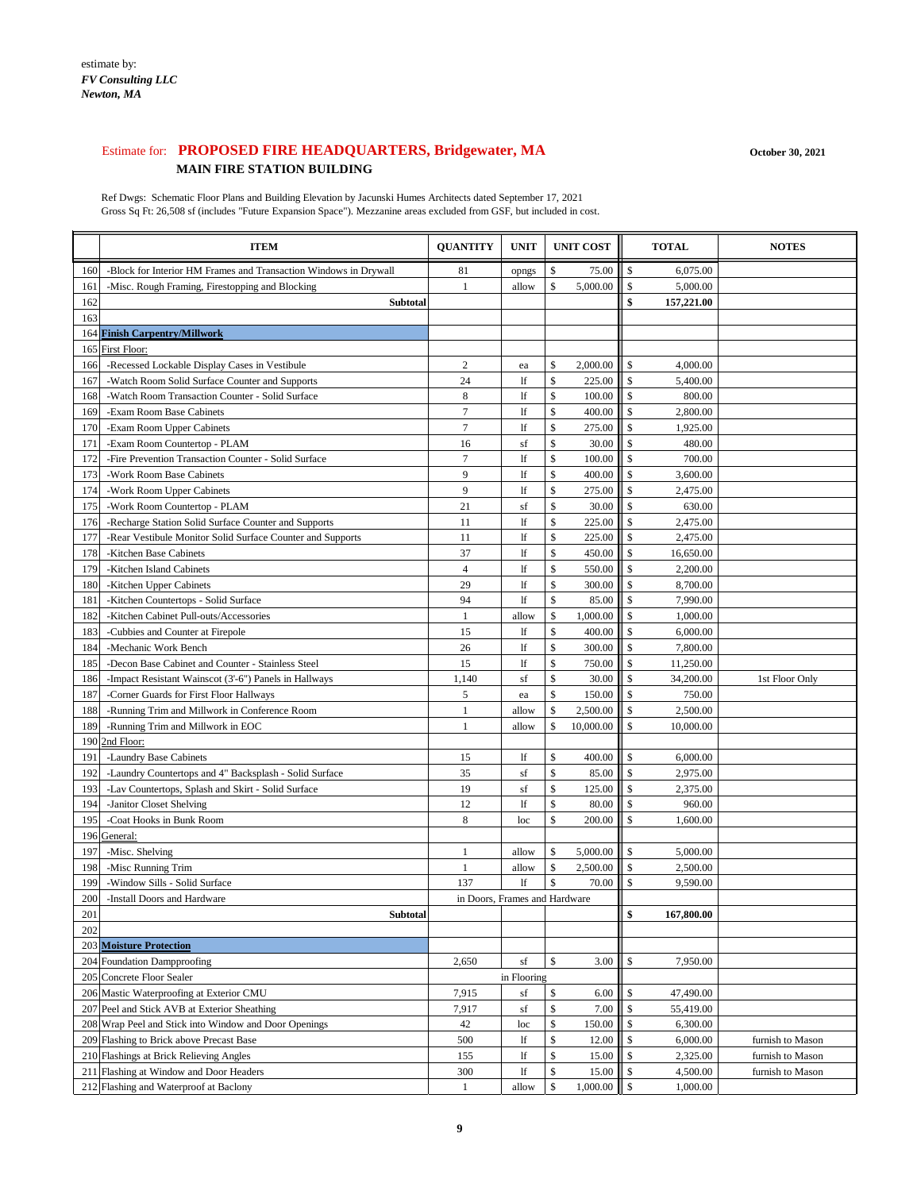estimate by:
***FV Consulting LLC***
***Newton, MA***

## Estimate for: **PROPOSED FIRE HEADQUARTERS, Bridgewater, MA**

**October 30, 2021**

### MAIN FIRE STATION BUILDING

Ref Dwgs: Schematic Floor Plans and Building Elevation by Jacunski Humes Architects dated September 17, 2021
Gross Sq Ft: 26,508 sf (includes "Future Expansion Space"). Mezzanine areas excluded from GSF, but included in cost.

| | ITEM | QUANTITY | UNIT | UNIT COST | TOTAL | NOTES |
|---|---|---|---|---|---|---|
| 160 | -Block for Interior HM Frames and Transaction Windows in Drywall | 81 | opngs | $ 75.00 | $ 6,075.00 | |
| 161 | -Misc. Rough Framing, Firestopping and Blocking | 1 | allow | $ 5,000.00 | $ 5,000.00 | |
| 162 | **Subtotal** | | | | **$ 157,221.00** | |
| 163 | | | | | | |
| 164 | **Finish Carpentry/Millwork** | | | | | |
| 165 | First Floor: | | | | | |
| 166 | -Recessed Lockable Display Cases in Vestibule | 2 | ea | $ 2,000.00 | $ 4,000.00 | |
| 167 | -Watch Room Solid Surface Counter and Supports | 24 | lf | $ 225.00 | $ 5,400.00 | |
| 168 | -Watch Room Transaction Counter - Solid Surface | 8 | lf | $ 100.00 | $ 800.00 | |
| 169 | -Exam Room Base Cabinets | 7 | lf | $ 400.00 | $ 2,800.00 | |
| 170 | -Exam Room Upper Cabinets | 7 | lf | $ 275.00 | $ 1,925.00 | |
| 171 | -Exam Room Countertop - PLAM | 16 | sf | $ 30.00 | $ 480.00 | |
| 172 | -Fire Prevention Transaction Counter - Solid Surface | 7 | lf | $ 100.00 | $ 700.00 | |
| 173 | -Work Room Base Cabinets | 9 | lf | $ 400.00 | $ 3,600.00 | |
| 174 | -Work Room Upper Cabinets | 9 | lf | $ 275.00 | $ 2,475.00 | |
| 175 | -Work Room Countertop - PLAM | 21 | sf | $ 30.00 | $ 630.00 | |
| 176 | -Recharge Station Solid Surface Counter and Supports | 11 | lf | $ 225.00 | $ 2,475.00 | |
| 177 | -Rear Vestibule Monitor Solid Surface Counter and Supports | 11 | lf | $ 225.00 | $ 2,475.00 | |
| 178 | -Kitchen Base Cabinets | 37 | lf | $ 450.00 | $ 16,650.00 | |
| 179 | -Kitchen Island Cabinets | 4 | lf | $ 550.00 | $ 2,200.00 | |
| 180 | -Kitchen Upper Cabinets | 29 | lf | $ 300.00 | $ 8,700.00 | |
| 181 | -Kitchen Countertops - Solid Surface | 94 | lf | $ 85.00 | $ 7,990.00 | |
| 182 | -Kitchen Cabinet Pull-outs/Accessories | 1 | allow | $ 1,000.00 | $ 1,000.00 | |
| 183 | -Cubbies and Counter at Firepole | 15 | lf | $ 400.00 | $ 6,000.00 | |
| 184 | -Mechanic Work Bench | 26 | lf | $ 300.00 | $ 7,800.00 | |
| 185 | -Decon Base Cabinet and Counter - Stainless Steel | 15 | lf | $ 750.00 | $ 11,250.00 | |
| 186 | -Impact Resistant Wainscot (3'-6") Panels in Hallways | 1,140 | sf | $ 30.00 | $ 34,200.00 | 1st Floor Only |
| 187 | -Corner Guards for First Floor Hallways | 5 | ea | $ 150.00 | $ 750.00 | |
| 188 | -Running Trim and Millwork in Conference Room | 1 | allow | $ 2,500.00 | $ 2,500.00 | |
| 189 | -Running Trim and Millwork in EOC | 1 | allow | $ 10,000.00 | $ 10,000.00 | |
| 190 | 2nd Floor: | | | | | |
| 191 | -Laundry Base Cabinets | 15 | lf | $ 400.00 | $ 6,000.00 | |
| 192 | -Laundry Countertops and 4" Backsplash - Solid Surface | 35 | sf | $ 85.00 | $ 2,975.00 | |
| 193 | -Lav Countertops, Splash and Skirt - Solid Surface | 19 | sf | $ 125.00 | $ 2,375.00 | |
| 194 | -Janitor Closet Shelving | 12 | lf | $ 80.00 | $ 960.00 | |
| 195 | -Coat Hooks in Bunk Room | 8 | loc | $ 200.00 | $ 1,600.00 | |
| 196 | General: | | | | | |
| 197 | -Misc. Shelving | 1 | allow | $ 5,000.00 | $ 5,000.00 | |
| 198 | -Misc Running Trim | 1 | allow | $ 2,500.00 | $ 2,500.00 | |
| 199 | -Window Sills - Solid Surface | 137 | lf | $ 70.00 | $ 9,590.00 | |
| 200 | -Install Doors and Hardware | in Doors, Frames and Hardware | | | | |
| 201 | **Subtotal** | | | | **$ 167,800.00** | |
| 202 | | | | | | |
| 203 | **Moisture Protection** | | | | | |
| 204 | Foundation Dampproofing | 2,650 | sf | $ 3.00 | $ 7,950.00 | |
| 205 | Concrete Floor Sealer | | in Flooring | | | |
| 206 | Mastic Waterproofing at Exterior CMU | 7,915 | sf | $ 6.00 | $ 47,490.00 | |
| 207 | Peel and Stick AVB at Exterior Sheathing | 7,917 | sf | $ 7.00 | $ 55,419.00 | |
| 208 | Wrap Peel and Stick into Window and Door Openings | 42 | loc | $ 150.00 | $ 6,300.00 | |
| 209 | Flashing to Brick above Precast Base | 500 | lf | $ 12.00 | $ 6,000.00 | furnish to Mason |
| 210 | Flashings at Brick Relieving Angles | 155 | lf | $ 15.00 | $ 2,325.00 | furnish to Mason |
| 211 | Flashing at Window and Door Headers | 300 | lf | $ 15.00 | $ 4,500.00 | furnish to Mason |
| 212 | Flashing and Waterproof at Baclony | 1 | allow | $ 1,000.00 | $ 1,000.00 | |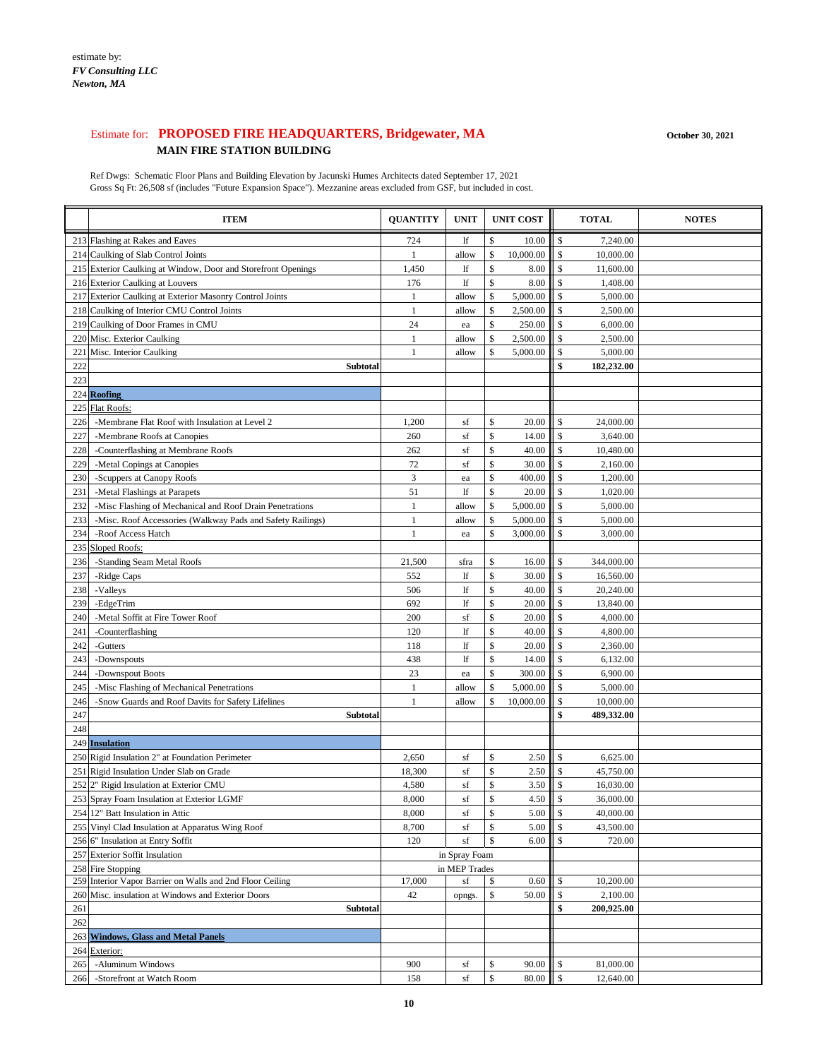estimate by:
*FV Consulting LLC*
*Newton, MA*

## Estimate for: **PROPOSED FIRE HEADQUARTERS, Bridgewater, MA**

**MAIN FIRE STATION BUILDING**

**October 30, 2021**

Ref Dwgs: Schematic Floor Plans and Building Elevation by Jacunski Humes Architects dated September 17, 2021
Gross Sq Ft: 26,508 sf (includes "Future Expansion Space"). Mezzanine areas excluded from GSF, but included in cost.

| | ITEM | QUANTITY | UNIT | UNIT COST | TOTAL | NOTES |
|---|---|---|---|---|---|---|
| 213 | Flashing at Rakes and Eaves | 724 | lf | $ 10.00 | $ 7,240.00 | |
| 214 | Caulking of Slab Control Joints | 1 | allow | $ 10,000.00 | $ 10,000.00 | |
| 215 | Exterior Caulking at Window, Door and Storefront Openings | 1,450 | lf | $ 8.00 | $ 11,600.00 | |
| 216 | Exterior Caulking at Louvers | 176 | lf | $ 8.00 | $ 1,408.00 | |
| 217 | Exterior Caulking at Exterior Masonry Control Joints | 1 | allow | $ 5,000.00 | $ 5,000.00 | |
| 218 | Caulking of Interior CMU Control Joints | 1 | allow | $ 2,500.00 | $ 2,500.00 | |
| 219 | Caulking of Door Frames in CMU | 24 | ea | $ 250.00 | $ 6,000.00 | |
| 220 | Misc. Exterior Caulking | 1 | allow | $ 2,500.00 | $ 2,500.00 | |
| 221 | Misc. Interior Caulking | 1 | allow | $ 5,000.00 | $ 5,000.00 | |
| 222 | **Subtotal** | | | | **$ 182,232.00** | |
| 223 | | | | | | |
| 224 | **Roofing** | | | | | |
| 225 | Flat Roofs: | | | | | |
| 226 | -Membrane Flat Roof with Insulation at Level 2 | 1,200 | sf | $ 20.00 | $ 24,000.00 | |
| 227 | -Membrane Roofs at Canopies | 260 | sf | $ 14.00 | $ 3,640.00 | |
| 228 | -Counterflashing at Membrane Roofs | 262 | sf | $ 40.00 | $ 10,480.00 | |
| 229 | -Metal Copings at Canopies | 72 | sf | $ 30.00 | $ 2,160.00 | |
| 230 | -Scuppers at Canopy Roofs | 3 | ea | $ 400.00 | $ 1,200.00 | |
| 231 | -Metal Flashings at Parapets | 51 | lf | $ 20.00 | $ 1,020.00 | |
| 232 | -Misc Flashing of Mechanical and Roof Drain Penetrations | 1 | allow | $ 5,000.00 | $ 5,000.00 | |
| 233 | -Misc. Roof Accessories (Walkway Pads and Safety Railings) | 1 | allow | $ 5,000.00 | $ 5,000.00 | |
| 234 | -Roof Access Hatch | 1 | ea | $ 3,000.00 | $ 3,000.00 | |
| 235 | Sloped Roofs: | | | | | |
| 236 | -Standing Seam Metal Roofs | 21,500 | sfra | $ 16.00 | $ 344,000.00 | |
| 237 | -Ridge Caps | 552 | lf | $ 30.00 | $ 16,560.00 | |
| 238 | -Valleys | 506 | lf | $ 40.00 | $ 20,240.00 | |
| 239 | -EdgeTrim | 692 | lf | $ 20.00 | $ 13,840.00 | |
| 240 | -Metal Soffit at Fire Tower Roof | 200 | sf | $ 20.00 | $ 4,000.00 | |
| 241 | -Counterflashing | 120 | lf | $ 40.00 | $ 4,800.00 | |
| 242 | -Gutters | 118 | lf | $ 20.00 | $ 2,360.00 | |
| 243 | -Downspouts | 438 | lf | $ 14.00 | $ 6,132.00 | |
| 244 | -Downspout Boots | 23 | ea | $ 300.00 | $ 6,900.00 | |
| 245 | -Misc Flashing of Mechanical Penetrations | 1 | allow | $ 5,000.00 | $ 5,000.00 | |
| 246 | -Snow Guards and Roof Davits for Safety Lifelines | 1 | allow | $ 10,000.00 | $ 10,000.00 | |
| 247 | **Subtotal** | | | | **$ 489,332.00** | |
| 248 | | | | | | |
| 249 | **Insulation** | | | | | |
| 250 | Rigid Insulation 2" at Foundation Perimeter | 2,650 | sf | $ 2.50 | $ 6,625.00 | |
| 251 | Rigid Insulation Under Slab on Grade | 18,300 | sf | $ 2.50 | $ 45,750.00 | |
| 252 | 2" Rigid Insulation at Exterior CMU | 4,580 | sf | $ 3.50 | $ 16,030.00 | |
| 253 | Spray Foam Insulation at Exterior LGMF | 8,000 | sf | $ 4.50 | $ 36,000.00 | |
| 254 | 12" Batt Insulation in Attic | 8,000 | sf | $ 5.00 | $ 40,000.00 | |
| 255 | Vinyl Clad Insulation at Apparatus Wing Roof | 8,700 | sf | $ 5.00 | $ 43,500.00 | |
| 256 | 6" Insulation at Entry Soffit | 120 | sf | $ 6.00 | $ 720.00 | |
| 257 | Exterior Soffit Insulation | | in Spray Foam | | | |
| 258 | Fire Stopping | | in MEP Trades | | | |
| 259 | Interior Vapor Barrier on Walls and 2nd Floor Ceiling | 17,000 | sf | $ 0.60 | $ 10,200.00 | |
| 260 | Misc. insulation at Windows and Exterior Doors | 42 | opngs. | $ 50.00 | $ 2,100.00 | |
| 261 | **Subtotal** | | | | **$ 200,925.00** | |
| 262 | | | | | | |
| 263 | **Windows, Glass and Metal Panels** | | | | | |
| 264 | Exterior: | | | | | |
| 265 | -Aluminum Windows | 900 | sf | $ 90.00 | $ 81,000.00 | |
| 266 | -Storefront at Watch Room | 158 | sf | $ 80.00 | $ 12,640.00 | |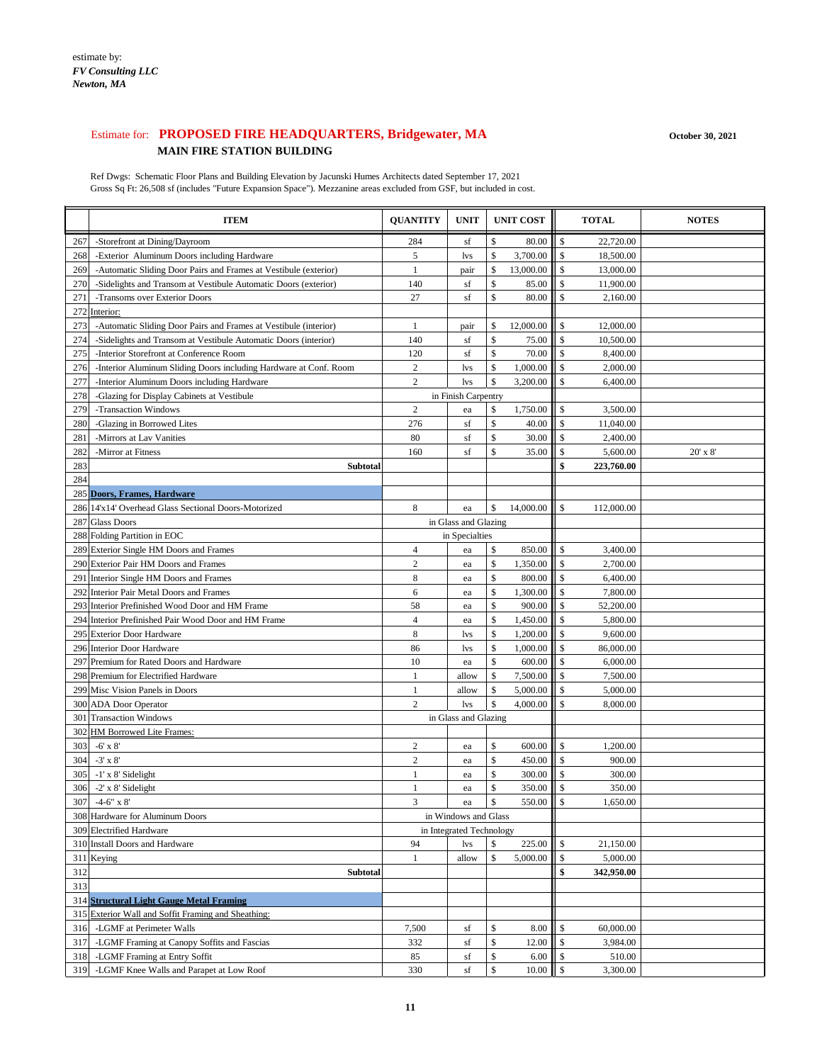estimate by:
*FV Consulting LLC*
*Newton, MA*

## Estimate for: PROPOSED FIRE HEADQUARTERS, Bridgewater, MA

**October 30, 2021**

### MAIN FIRE STATION BUILDING

Ref Dwgs: Schematic Floor Plans and Building Elevation by Jacunski Humes Architects dated September 17, 2021
Gross Sq Ft: 26,508 sf (includes "Future Expansion Space"). Mezzanine areas excluded from GSF, but included in cost.

| | ITEM | QUANTITY | UNIT | UNIT COST | TOTAL | NOTES |
|---|---|---|---|---|---|---|
| 267 | -Storefront at Dining/Dayroom | 284 | sf | $ 80.00 | $ 22,720.00 | |
| 268 | -Exterior Aluminum Doors including Hardware | 5 | lvs | $ 3,700.00 | $ 18,500.00 | |
| 269 | -Automatic Sliding Door Pairs and Frames at Vestibule (exterior) | 1 | pair | $ 13,000.00 | $ 13,000.00 | |
| 270 | -Sidelights and Transom at Vestibule Automatic Doors (exterior) | 140 | sf | $ 85.00 | $ 11,900.00 | |
| 271 | -Transoms over Exterior Doors | 27 | sf | $ 80.00 | $ 2,160.00 | |
| 272 | Interior: | | | | | |
| 273 | -Automatic Sliding Door Pairs and Frames at Vestibule (interior) | 1 | pair | $ 12,000.00 | $ 12,000.00 | |
| 274 | -Sidelights and Transom at Vestibule Automatic Doors (interior) | 140 | sf | $ 75.00 | $ 10,500.00 | |
| 275 | -Interior Storefront at Conference Room | 120 | sf | $ 70.00 | $ 8,400.00 | |
| 276 | -Interior Aluminum Sliding Doors including Hardware at Conf. Room | 2 | lvs | $ 1,000.00 | $ 2,000.00 | |
| 277 | -Interior Aluminum Doors including Hardware | 2 | lvs | $ 3,200.00 | $ 6,400.00 | |
| 278 | -Glazing for Display Cabinets at Vestibule | in Finish Carpentry | | | | |
| 279 | -Transaction Windows | 2 | ea | $ 1,750.00 | $ 3,500.00 | |
| 280 | -Glazing in Borrowed Lites | 276 | sf | $ 40.00 | $ 11,040.00 | |
| 281 | -Mirrors at Lav Vanities | 80 | sf | $ 30.00 | $ 2,400.00 | |
| 282 | -Mirror at Fitness | 160 | sf | $ 35.00 | $ 5,600.00 | 20' x 8' |
| 283 | **Subtotal** | | | | **$ 223,760.00** | |
| 284 | | | | | | |
| 285 | **Doors, Frames, Hardware** | | | | | |
| 286 | 14'x14' Overhead Glass Sectional Doors-Motorized | 8 | ea | $ 14,000.00 | $ 112,000.00 | |
| 287 | Glass Doors | in Glass and Glazing | | | | |
| 288 | Folding Partition in EOC | in Specialties | | | | |
| 289 | Exterior Single HM Doors and Frames | 4 | ea | $ 850.00 | $ 3,400.00 | |
| 290 | Exterior Pair HM Doors and Frames | 2 | ea | $ 1,350.00 | $ 2,700.00 | |
| 291 | Interior Single HM Doors and Frames | 8 | ea | $ 800.00 | $ 6,400.00 | |
| 292 | Interior Pair Metal Doors and Frames | 6 | ea | $ 1,300.00 | $ 7,800.00 | |
| 293 | Interior Prefinished Wood Door and HM Frame | 58 | ea | $ 900.00 | $ 52,200.00 | |
| 294 | Interior Prefinished Pair Wood Door and HM Frame | 4 | ea | $ 1,450.00 | $ 5,800.00 | |
| 295 | Exterior Door Hardware | 8 | lvs | $ 1,200.00 | $ 9,600.00 | |
| 296 | Interior Door Hardware | 86 | lvs | $ 1,000.00 | $ 86,000.00 | |
| 297 | Premium for Rated Doors and Hardware | 10 | ea | $ 600.00 | $ 6,000.00 | |
| 298 | Premium for Electrified Hardware | 1 | allow | $ 7,500.00 | $ 7,500.00 | |
| 299 | Misc Vision Panels in Doors | 1 | allow | $ 5,000.00 | $ 5,000.00 | |
| 300 | ADA Door Operator | 2 | lvs | $ 4,000.00 | $ 8,000.00 | |
| 301 | Transaction Windows | in Glass and Glazing | | | | |
| 302 | HM Borrowed Lite Frames: | | | | | |
| 303 | -6' x 8' | 2 | ea | $ 600.00 | $ 1,200.00 | |
| 304 | -3' x 8' | 2 | ea | $ 450.00 | $ 900.00 | |
| 305 | -1' x 8' Sidelight | 1 | ea | $ 300.00 | $ 300.00 | |
| 306 | -2' x 8' Sidelight | 1 | ea | $ 350.00 | $ 350.00 | |
| 307 | -4-6" x 8' | 3 | ea | $ 550.00 | $ 1,650.00 | |
| 308 | Hardware for Aluminum Doors | in Windows and Glass | | | | |
| 309 | Electrified Hardware | in Integrated Technology | | | | |
| 310 | Install Doors and Hardware | 94 | lvs | $ 225.00 | $ 21,150.00 | |
| 311 | Keying | 1 | allow | $ 5,000.00 | $ 5,000.00 | |
| 312 | **Subtotal** | | | | **$ 342,950.00** | |
| 313 | | | | | | |
| 314 | **Structural Light Gauge Metal Framing** | | | | | |
| 315 | Exterior Wall and Soffit Framing and Sheathing: | | | | | |
| 316 | -LGMF at Perimeter Walls | 7,500 | sf | $ 8.00 | $ 60,000.00 | |
| 317 | -LGMF Framing at Canopy Soffits and Fascias | 332 | sf | $ 12.00 | $ 3,984.00 | |
| 318 | -LGMF Framing at Entry Soffit | 85 | sf | $ 6.00 | $ 510.00 | |
| 319 | -LGMF Knee Walls and Parapet at Low Roof | 330 | sf | $ 10.00 | $ 3,300.00 | |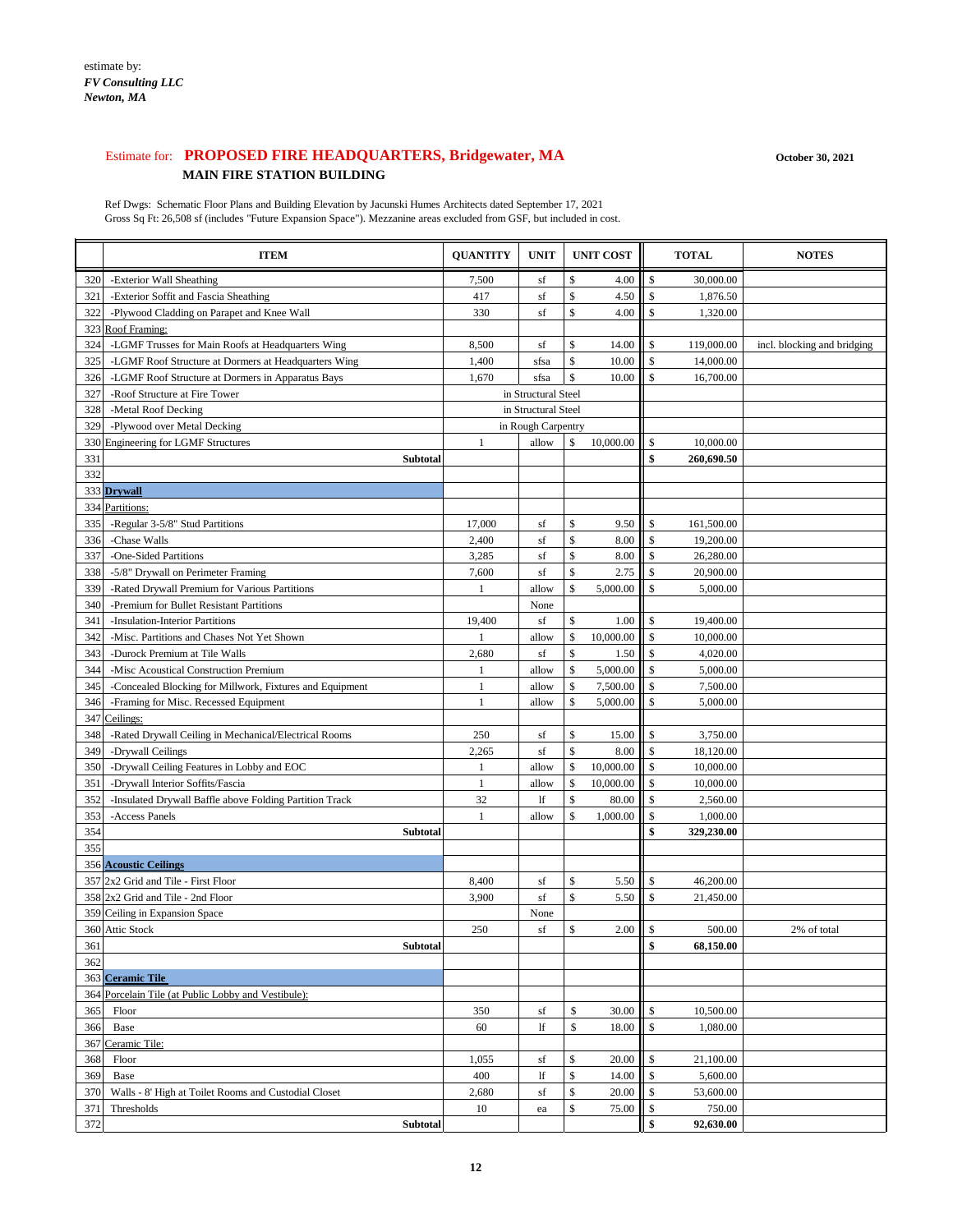estimate by:
***FV Consulting LLC***
***Newton, MA***

Estimate for: **PROPOSED FIRE HEADQUARTERS, Bridgewater, MA** **October 30, 2021**
**MAIN FIRE STATION BUILDING**

Ref Dwgs: Schematic Floor Plans and Building Elevation by Jacunski Humes Architects dated September 17, 2021
Gross Sq Ft: 26,508 sf (includes "Future Expansion Space"). Mezzanine areas excluded from GSF, but included in cost.

| | ITEM | QUANTITY | UNIT | UNIT COST | TOTAL | NOTES |
|---|---|---|---|---|---|---|
| 320 | -Exterior Wall Sheathing | 7,500 | sf | $ 4.00 | $ 30,000.00 | |
| 321 | -Exterior Soffit and Fascia Sheathing | 417 | sf | $ 4.50 | $ 1,876.50 | |
| 322 | -Plywood Cladding on Parapet and Knee Wall | 330 | sf | $ 4.00 | $ 1,320.00 | |
| 323 | Roof Framing: | | | | | |
| 324 | -LGMF Trusses for Main Roofs at Headquarters Wing | 8,500 | sf | $ 14.00 | $ 119,000.00 | incl. blocking and bridging |
| 325 | -LGMF Roof Structure at Dormers at Headquarters Wing | 1,400 | sfsa | $ 10.00 | $ 14,000.00 | |
| 326 | -LGMF Roof Structure at Dormers in Apparatus Bays | 1,670 | sfsa | $ 10.00 | $ 16,700.00 | |
| 327 | -Roof Structure at Fire Tower | | in Structural Steel | | | |
| 328 | -Metal Roof Decking | | in Structural Steel | | | |
| 329 | -Plywood over Metal Decking | | in Rough Carpentry | | | |
| 330 | Engineering for LGMF Structures | 1 | allow | $ 10,000.00 | $ 10,000.00 | |
| 331 | **Subtotal** | | | | **$ 260,690.50** | |
| 332 | | | | | | |
| 333 | **Drywall** | | | | | |
| 334 | Partitions: | | | | | |
| 335 | -Regular 3-5/8" Stud Partitions | 17,000 | sf | $ 9.50 | $ 161,500.00 | |
| 336 | -Chase Walls | 2,400 | sf | $ 8.00 | $ 19,200.00 | |
| 337 | -One-Sided Partitions | 3,285 | sf | $ 8.00 | $ 26,280.00 | |
| 338 | -5/8" Drywall on Perimeter Framing | 7,600 | sf | $ 2.75 | $ 20,900.00 | |
| 339 | -Rated Drywall Premium for Various Partitions | 1 | allow | $ 5,000.00 | $ 5,000.00 | |
| 340 | -Premium for Bullet Resistant Partitions | | None | | | |
| 341 | -Insulation-Interior Partitions | 19,400 | sf | $ 1.00 | $ 19,400.00 | |
| 342 | -Misc. Partitions and Chases Not Yet Shown | 1 | allow | $ 10,000.00 | $ 10,000.00 | |
| 343 | -Durock Premium at Tile Walls | 2,680 | sf | $ 1.50 | $ 4,020.00 | |
| 344 | -Misc Acoustical Construction Premium | 1 | allow | $ 5,000.00 | $ 5,000.00 | |
| 345 | -Concealed Blocking for Millwork, Fixtures and Equipment | 1 | allow | $ 7,500.00 | $ 7,500.00 | |
| 346 | -Framing for Misc. Recessed Equipment | 1 | allow | $ 5,000.00 | $ 5,000.00 | |
| 347 | Ceilings: | | | | | |
| 348 | -Rated Drywall Ceiling in Mechanical/Electrical Rooms | 250 | sf | $ 15.00 | $ 3,750.00 | |
| 349 | -Drywall Ceilings | 2,265 | sf | $ 8.00 | $ 18,120.00 | |
| 350 | -Drywall Ceiling Features in Lobby and EOC | 1 | allow | $ 10,000.00 | $ 10,000.00 | |
| 351 | -Drywall Interior Soffits/Fascia | 1 | allow | $ 10,000.00 | $ 10,000.00 | |
| 352 | -Insulated Drywall Baffle above Folding Partition Track | 32 | lf | $ 80.00 | $ 2,560.00 | |
| 353 | -Access Panels | 1 | allow | $ 1,000.00 | $ 1,000.00 | |
| 354 | **Subtotal** | | | | **$ 329,230.00** | |
| 355 | | | | | | |
| 356 | **Acoustic Ceilings** | | | | | |
| 357 | 2x2 Grid and Tile - First Floor | 8,400 | sf | $ 5.50 | $ 46,200.00 | |
| 358 | 2x2 Grid and Tile - 2nd Floor | 3,900 | sf | $ 5.50 | $ 21,450.00 | |
| 359 | Ceiling in Expansion Space | | None | | | |
| 360 | Attic Stock | 250 | sf | $ 2.00 | $ 500.00 | 2% of total |
| 361 | **Subtotal** | | | | **$ 68,150.00** | |
| 362 | | | | | | |
| 363 | **Ceramic Tile** | | | | | |
| 364 | Porcelain Tile (at Public Lobby and Vestibule): | | | | | |
| 365 | Floor | 350 | sf | $ 30.00 | $ 10,500.00 | |
| 366 | Base | 60 | lf | $ 18.00 | $ 1,080.00 | |
| 367 | Ceramic Tile: | | | | | |
| 368 | Floor | 1,055 | sf | $ 20.00 | $ 21,100.00 | |
| 369 | Base | 400 | lf | $ 14.00 | $ 5,600.00 | |
| 370 | Walls - 8' High at Toilet Rooms and Custodial Closet | 2,680 | sf | $ 20.00 | $ 53,600.00 | |
| 371 | Thresholds | 10 | ea | $ 75.00 | $ 750.00 | |
| 372 | **Subtotal** | | | | **$ 92,630.00** | |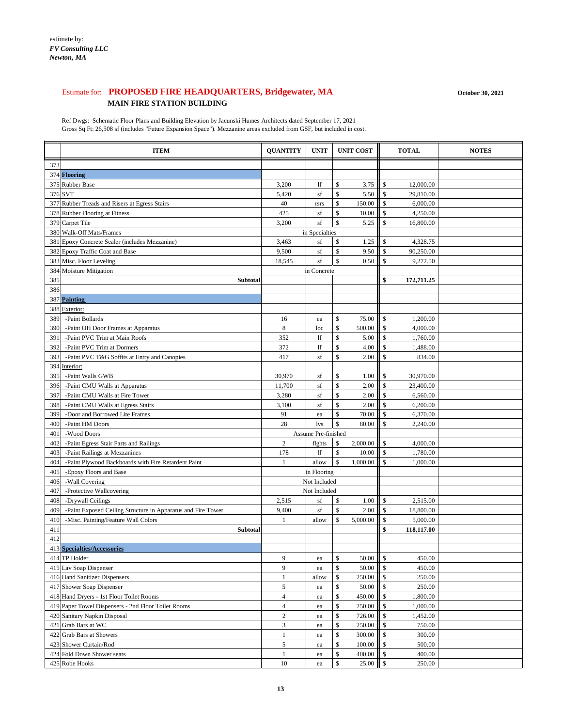estimate by:
*FV Consulting LLC*
*Newton, MA*

## Estimate for: **PROPOSED FIRE HEADQUARTERS, Bridgewater, MA**

**October 30, 2021**

**MAIN FIRE STATION BUILDING**

Ref Dwgs: Schematic Floor Plans and Building Elevation by Jacunski Humes Architects dated September 17, 2021
Gross Sq Ft: 26,508 sf (includes "Future Expansion Space"). Mezzanine areas excluded from GSF, but included in cost.

| | ITEM | QUANTITY | UNIT | UNIT COST | TOTAL | NOTES |
|---|---|---|---|---|---|---|
| 373 | | | | | | |
| 374 | **Flooring** | | | | | |
| 375 | Rubber Base | 3,200 | lf | $ 3.75 | $ 12,000.00 | |
| 376 | SVT | 5,420 | sf | $ 5.50 | $ 29,810.00 | |
| 377 | Rubber Treads and Risers at Egress Stairs | 40 | rsrs | $ 150.00 | $ 6,000.00 | |
| 378 | Rubber Flooring at Fitness | 425 | sf | $ 10.00 | $ 4,250.00 | |
| 379 | Carpet Tile | 3,200 | sf | $ 5.25 | $ 16,800.00 | |
| 380 | Walk-Off Mats/Frames | | in Specialties | | | |
| 381 | Epoxy Concrete Sealer (includes Mezzanine) | 3,463 | sf | $ 1.25 | $ 4,328.75 | |
| 382 | Epoxy Traffic Coat and Base | 9,500 | sf | $ 9.50 | $ 90,250.00 | |
| 383 | Misc. Floor Leveling | 18,545 | sf | $ 0.50 | $ 9,272.50 | |
| 384 | Moisture Mitigation | | in Concrete | | | |
| 385 | **Subtotal** | | | | **$ 172,711.25** | |
| 386 | | | | | | |
| 387 | **Painting** | | | | | |
| 388 | Exterior: | | | | | |
| 389 | -Paint Bollards | 16 | ea | $ 75.00 | $ 1,200.00 | |
| 390 | -Paint OH Door Frames at Apparatus | 8 | loc | $ 500.00 | $ 4,000.00 | |
| 391 | -Paint PVC Trim at Main Roofs | 352 | lf | $ 5.00 | $ 1,760.00 | |
| 392 | -Paint PVC Trim at Dormers | 372 | lf | $ 4.00 | $ 1,488.00 | |
| 393 | -Paint PVC T&G Soffits at Entry and Canopies | 417 | sf | $ 2.00 | $ 834.00 | |
| 394 | Interior: | | | | | |
| 395 | -Paint Walls GWB | 30,970 | sf | $ 1.00 | $ 30,970.00 | |
| 396 | -Paint CMU Walls at Apparatus | 11,700 | sf | $ 2.00 | $ 23,400.00 | |
| 397 | -Paint CMU Walls at Fire Tower | 3,280 | sf | $ 2.00 | $ 6,560.00 | |
| 398 | -Paint CMU Walls at Egress Stairs | 3,100 | sf | $ 2.00 | $ 6,200.00 | |
| 399 | -Door and Borrowed Lite Frames | 91 | ea | $ 70.00 | $ 6,370.00 | |
| 400 | -Paint HM Doors | 28 | lvs | $ 80.00 | $ 2,240.00 | |
| 401 | -Wood Doors | | Assume Pre-finished | | | |
| 402 | -Paint Egress Stair Parts and Railings | 2 | flghts | $ 2,000.00 | $ 4,000.00 | |
| 403 | -Paint Railings at Mezzanines | 178 | lf | $ 10.00 | $ 1,780.00 | |
| 404 | -Paint Plywood Backboards with Fire Retardent Paint | 1 | allow | $ 1,000.00 | $ 1,000.00 | |
| 405 | -Epoxy Floors and Base | | in Flooring | | | |
| 406 | -Wall Covering | | Not Included | | | |
| 407 | -Protective Wallcovering | | Not Included | | | |
| 408 | -Drywall Ceilings | 2,515 | sf | $ 1.00 | $ 2,515.00 | |
| 409 | -Paint Exposed Ceiling Structure in Apparatus and Fire Tower | 9,400 | sf | $ 2.00 | $ 18,800.00 | |
| 410 | -Misc. Painting/Feature Wall Colors | 1 | allow | $ 5,000.00 | $ 5,000.00 | |
| 411 | **Subtotal** | | | | **$ 118,117.00** | |
| 412 | | | | | | |
| 413 | **Specialties/Accessories** | | | | | |
| 414 | TP Holder | 9 | ea | $ 50.00 | $ 450.00 | |
| 415 | Lav Soap Dispenser | 9 | ea | $ 50.00 | $ 450.00 | |
| 416 | Hand Sanitizer Dispensers | 1 | allow | $ 250.00 | $ 250.00 | |
| 417 | Shower Soap Dispenser | 5 | ea | $ 50.00 | $ 250.00 | |
| 418 | Hand Dryers - 1st Floor Toilet Rooms | 4 | ea | $ 450.00 | $ 1,800.00 | |
| 419 | Paper Towel Dispensers - 2nd Floor Toilet Rooms | 4 | ea | $ 250.00 | $ 1,000.00 | |
| 420 | Sanitary Napkin Disposal | 2 | ea | $ 726.00 | $ 1,452.00 | |
| 421 | Grab Bars at WC | 3 | ea | $ 250.00 | $ 750.00 | |
| 422 | Grab Bars at Showers | 1 | ea | $ 300.00 | $ 300.00 | |
| 423 | Shower Curtain/Rod | 5 | ea | $ 100.00 | $ 500.00 | |
| 424 | Fold Down Shower seats | 1 | ea | $ 400.00 | $ 400.00 | |
| 425 | Robe Hooks | 10 | ea | $ 25.00 | $ 250.00 | |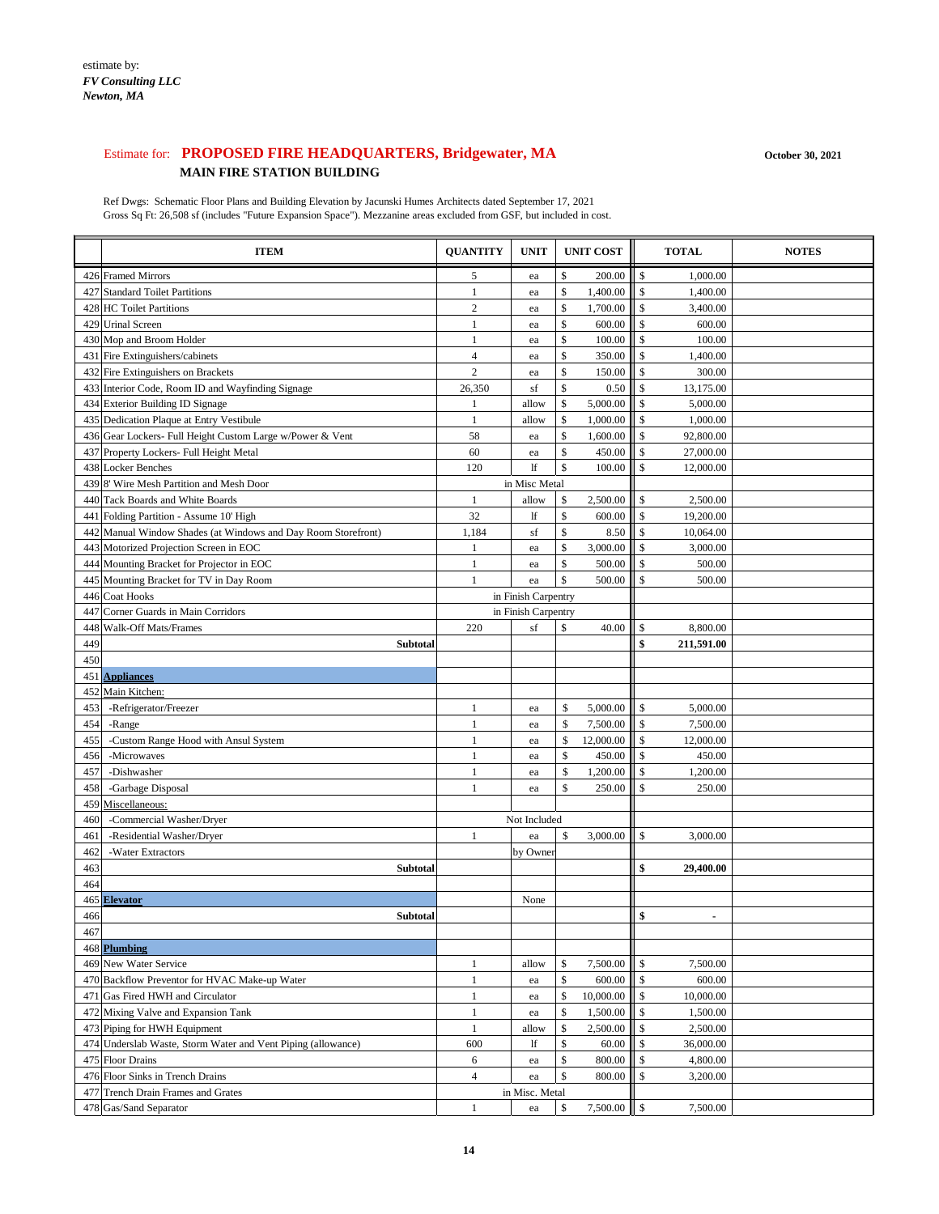estimate by:
*FV Consulting LLC*
*Newton, MA*

## Estimate for: PROPOSED FIRE HEADQUARTERS, Bridgewater, MA

**October 30, 2021**

### MAIN FIRE STATION BUILDING

Ref Dwgs: Schematic Floor Plans and Building Elevation by Jacunski Humes Architects dated September 17, 2021
Gross Sq Ft: 26,508 sf (includes "Future Expansion Space"). Mezzanine areas excluded from GSF, but included in cost.

| | ITEM | QUANTITY | UNIT | UNIT COST | TOTAL | NOTES |
|---|---|---|---|---|---|---|
| 426 | Framed Mirrors | 5 | ea | $ 200.00 | $ 1,000.00 | |
| 427 | Standard Toilet Partitions | 1 | ea | $ 1,400.00 | $ 1,400.00 | |
| 428 | HC Toilet Partitions | 2 | ea | $ 1,700.00 | $ 3,400.00 | |
| 429 | Urinal Screen | 1 | ea | $ 600.00 | $ 600.00 | |
| 430 | Mop and Broom Holder | 1 | ea | $ 100.00 | $ 100.00 | |
| 431 | Fire Extinguishers/cabinets | 4 | ea | $ 350.00 | $ 1,400.00 | |
| 432 | Fire Extinguishers on Brackets | 2 | ea | $ 150.00 | $ 300.00 | |
| 433 | Interior Code, Room ID and Wayfinding Signage | 26,350 | sf | $ 0.50 | $ 13,175.00 | |
| 434 | Exterior Building ID Signage | 1 | allow | $ 5,000.00 | $ 5,000.00 | |
| 435 | Dedication Plaque at Entry Vestibule | 1 | allow | $ 1,000.00 | $ 1,000.00 | |
| 436 | Gear Lockers- Full Height Custom Large w/Power & Vent | 58 | ea | $ 1,600.00 | $ 92,800.00 | |
| 437 | Property Lockers- Full Height Metal | 60 | ea | $ 450.00 | $ 27,000.00 | |
| 438 | Locker Benches | 120 | lf | $ 100.00 | $ 12,000.00 | |
| 439 | 8' Wire Mesh Partition and Mesh Door | | in Misc Metal | | | |
| 440 | Tack Boards and White Boards | 1 | allow | $ 2,500.00 | $ 2,500.00 | |
| 441 | Folding Partition - Assume 10' High | 32 | lf | $ 600.00 | $ 19,200.00 | |
| 442 | Manual Window Shades (at Windows and Day Room Storefront) | 1,184 | sf | $ 8.50 | $ 10,064.00 | |
| 443 | Motorized Projection Screen in EOC | 1 | ea | $ 3,000.00 | $ 3,000.00 | |
| 444 | Mounting Bracket for Projector in EOC | 1 | ea | $ 500.00 | $ 500.00 | |
| 445 | Mounting Bracket for TV in Day Room | 1 | ea | $ 500.00 | $ 500.00 | |
| 446 | Coat Hooks | | in Finish Carpentry | | | |
| 447 | Corner Guards in Main Corridors | | in Finish Carpentry | | | |
| 448 | Walk-Off Mats/Frames | 220 | sf | $ 40.00 | $ 8,800.00 | |
| 449 | **Subtotal** | | | | **$ 211,591.00** | |
| 450 | | | | | | |
| 451 | **Appliances** | | | | | |
| 452 | Main Kitchen: | | | | | |
| 453 | -Refrigerator/Freezer | 1 | ea | $ 5,000.00 | $ 5,000.00 | |
| 454 | -Range | 1 | ea | $ 7,500.00 | $ 7,500.00 | |
| 455 | -Custom Range Hood with Ansul System | 1 | ea | $ 12,000.00 | $ 12,000.00 | |
| 456 | -Microwaves | 1 | ea | $ 450.00 | $ 450.00 | |
| 457 | -Dishwasher | 1 | ea | $ 1,200.00 | $ 1,200.00 | |
| 458 | -Garbage Disposal | 1 | ea | $ 250.00 | $ 250.00 | |
| 459 | Miscellaneous: | | | | | |
| 460 | -Commercial Washer/Dryer | | Not Included | | | |
| 461 | -Residential Washer/Dryer | 1 | ea | $ 3,000.00 | $ 3,000.00 | |
| 462 | -Water Extractors | | by Owner | | | |
| 463 | **Subtotal** | | | | **$ 29,400.00** | |
| 464 | | | | | | |
| 465 | **Elevator** | | None | | | |
| 466 | **Subtotal** | | | | **$ -** | |
| 467 | | | | | | |
| 468 | **Plumbing** | | | | | |
| 469 | New Water Service | 1 | allow | $ 7,500.00 | $ 7,500.00 | |
| 470 | Backflow Preventor for HVAC Make-up Water | 1 | ea | $ 600.00 | $ 600.00 | |
| 471 | Gas Fired HWH and Circulator | 1 | ea | $ 10,000.00 | $ 10,000.00 | |
| 472 | Mixing Valve and Expansion Tank | 1 | ea | $ 1,500.00 | $ 1,500.00 | |
| 473 | Piping for HWH Equipment | 1 | allow | $ 2,500.00 | $ 2,500.00 | |
| 474 | Underslab Waste, Storm Water and Vent Piping (allowance) | 600 | lf | $ 60.00 | $ 36,000.00 | |
| 475 | Floor Drains | 6 | ea | $ 800.00 | $ 4,800.00 | |
| 476 | Floor Sinks in Trench Drains | 4 | ea | $ 800.00 | $ 3,200.00 | |
| 477 | Trench Drain Frames and Grates | | in Misc. Metal | | | |
| 478 | Gas/Sand Separator | 1 | ea | $ 7,500.00 | $ 7,500.00 | |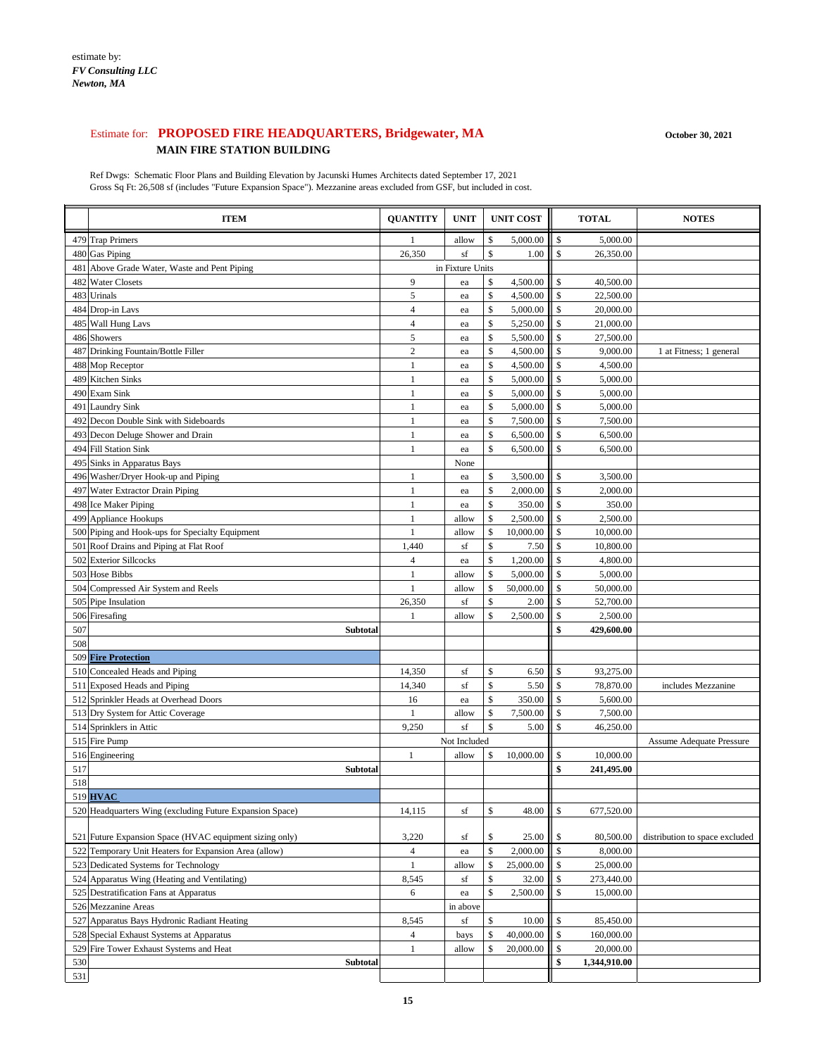estimate by:
*FV Consulting LLC*
*Newton, MA*

## Estimate for: **PROPOSED FIRE HEADQUARTERS, Bridgewater, MA**

**MAIN FIRE STATION BUILDING**

**October 30, 2021**

Ref Dwgs: Schematic Floor Plans and Building Elevation by Jacunski Humes Architects dated September 17, 2021
Gross Sq Ft: 26,508 sf (includes "Future Expansion Space"). Mezzanine areas excluded from GSF, but included in cost.

| | ITEM | QUANTITY | UNIT | UNIT COST | TOTAL | NOTES |
|---|---|---|---|---|---|---|
| 479 | Trap Primers | 1 | allow | $ 5,000.00 | $ 5,000.00 | |
| 480 | Gas Piping | 26,350 | sf | $ 1.00 | $ 26,350.00 | |
| 481 | Above Grade Water, Waste and Pent Piping | | in Fixture Units | | | |
| 482 | Water Closets | 9 | ea | $ 4,500.00 | $ 40,500.00 | |
| 483 | Urinals | 5 | ea | $ 4,500.00 | $ 22,500.00 | |
| 484 | Drop-in Lavs | 4 | ea | $ 5,000.00 | $ 20,000.00 | |
| 485 | Wall Hung Lavs | 4 | ea | $ 5,250.00 | $ 21,000.00 | |
| 486 | Showers | 5 | ea | $ 5,500.00 | $ 27,500.00 | |
| 487 | Drinking Fountain/Bottle Filler | 2 | ea | $ 4,500.00 | $ 9,000.00 | 1 at Fitness; 1 general |
| 488 | Mop Receptor | 1 | ea | $ 4,500.00 | $ 4,500.00 | |
| 489 | Kitchen Sinks | 1 | ea | $ 5,000.00 | $ 5,000.00 | |
| 490 | Exam Sink | 1 | ea | $ 5,000.00 | $ 5,000.00 | |
| 491 | Laundry Sink | 1 | ea | $ 5,000.00 | $ 5,000.00 | |
| 492 | Decon Double Sink with Sideboards | 1 | ea | $ 7,500.00 | $ 7,500.00 | |
| 493 | Decon Deluge Shower and Drain | 1 | ea | $ 6,500.00 | $ 6,500.00 | |
| 494 | Fill Station Sink | 1 | ea | $ 6,500.00 | $ 6,500.00 | |
| 495 | Sinks in Apparatus Bays | | None | | | |
| 496 | Washer/Dryer Hook-up and Piping | 1 | ea | $ 3,500.00 | $ 3,500.00 | |
| 497 | Water Extractor Drain Piping | 1 | ea | $ 2,000.00 | $ 2,000.00 | |
| 498 | Ice Maker Piping | 1 | ea | $ 350.00 | $ 350.00 | |
| 499 | Appliance Hookups | 1 | allow | $ 2,500.00 | $ 2,500.00 | |
| 500 | Piping and Hook-ups for Specialty Equipment | 1 | allow | $ 10,000.00 | $ 10,000.00 | |
| 501 | Roof Drains and Piping at Flat Roof | 1,440 | sf | $ 7.50 | $ 10,800.00 | |
| 502 | Exterior Sillcocks | 4 | ea | $ 1,200.00 | $ 4,800.00 | |
| 503 | Hose Bibbs | 1 | allow | $ 5,000.00 | $ 5,000.00 | |
| 504 | Compressed Air System and Reels | 1 | allow | $ 50,000.00 | $ 50,000.00 | |
| 505 | Pipe Insulation | 26,350 | sf | $ 2.00 | $ 52,700.00 | |
| 506 | Firesafing | 1 | allow | $ 2,500.00 | $ 2,500.00 | |
| 507 | **Subtotal** | | | | **$ 429,600.00** | |
| 508 | | | | | | |
| 509 | **Fire Protection** | | | | | |
| 510 | Concealed Heads and Piping | 14,350 | sf | $ 6.50 | $ 93,275.00 | |
| 511 | Exposed Heads and Piping | 14,340 | sf | $ 5.50 | $ 78,870.00 | includes Mezzanine |
| 512 | Sprinkler Heads at Overhead Doors | 16 | ea | $ 350.00 | $ 5,600.00 | |
| 513 | Dry System for Attic Coverage | 1 | allow | $ 7,500.00 | $ 7,500.00 | |
| 514 | Sprinklers in Attic | 9,250 | sf | $ 5.00 | $ 46,250.00 | |
| 515 | Fire Pump | | Not Included | | | Assume Adequate Pressure |
| 516 | Engineering | 1 | allow | $ 10,000.00 | $ 10,000.00 | |
| 517 | **Subtotal** | | | | **$ 241,495.00** | |
| 518 | | | | | | |
| 519 | **HVAC** | | | | | |
| 520 | Headquarters Wing (excluding Future Expansion Space) | 14,115 | sf | $ 48.00 | $ 677,520.00 | |
| 521 | Future Expansion Space (HVAC equipment sizing only) | 3,220 | sf | $ 25.00 | $ 80,500.00 | distribution to space excluded |
| 522 | Temporary Unit Heaters for Expansion Area (allow) | 4 | ea | $ 2,000.00 | $ 8,000.00 | |
| 523 | Dedicated Systems for Technology | 1 | allow | $ 25,000.00 | $ 25,000.00 | |
| 524 | Apparatus Wing (Heating and Ventilating) | 8,545 | sf | $ 32.00 | $ 273,440.00 | |
| 525 | Destratification Fans at Apparatus | 6 | ea | $ 2,500.00 | $ 15,000.00 | |
| 526 | Mezzanine Areas | | in above | | | |
| 527 | Apparatus Bays Hydronic Radiant Heating | 8,545 | sf | $ 10.00 | $ 85,450.00 | |
| 528 | Special Exhaust Systems at Apparatus | 4 | bays | $ 40,000.00 | $ 160,000.00 | |
| 529 | Fire Tower Exhaust Systems and Heat | 1 | allow | $ 20,000.00 | $ 20,000.00 | |
| 530 | **Subtotal** | | | | **$ 1,344,910.00** | |
| 531 | | | | | | |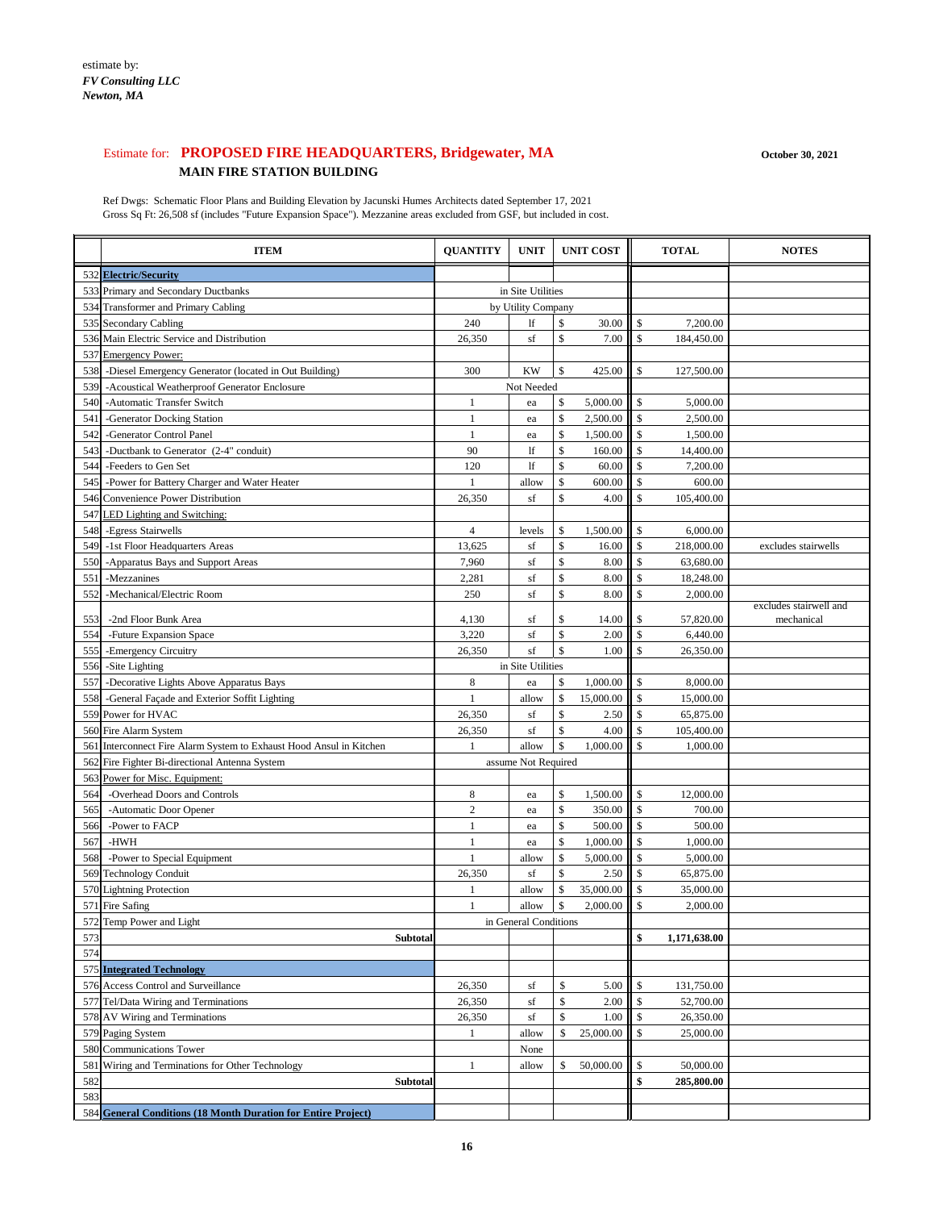estimate by:
*FV Consulting LLC*
*Newton, MA*

## Estimate for: **PROPOSED FIRE HEADQUARTERS, Bridgewater, MA**
### MAIN FIRE STATION BUILDING

**October 30, 2021**

Ref Dwgs: Schematic Floor Plans and Building Elevation by Jacunski Humes Architects dated September 17, 2021
Gross Sq Ft: 26,508 sf (includes "Future Expansion Space"). Mezzanine areas excluded from GSF, but included in cost.

| | ITEM | QUANTITY | UNIT | UNIT COST | TOTAL | NOTES |
|---|---|---|---|---|---|---|
| 532 | **Electric/Security** | | | | | |
| 533 | Primary and Secondary Ductbanks | | in Site Utilities | | | |
| 534 | Transformer and Primary Cabling | | by Utility Company | | | |
| 535 | Secondary Cabling | 240 | lf | $ 30.00 | $ 7,200.00 | |
| 536 | Main Electric Service and Distribution | 26,350 | sf | $ 7.00 | $ 184,450.00 | |
| 537 | Emergency Power: | | | | | |
| 538 | -Diesel Emergency Generator (located in Out Building) | 300 | KW | $ 425.00 | $ 127,500.00 | |
| 539 | -Acoustical Weatherproof Generator Enclosure | | Not Needed | | | |
| 540 | -Automatic Transfer Switch | 1 | ea | $ 5,000.00 | $ 5,000.00 | |
| 541 | -Generator Docking Station | 1 | ea | $ 2,500.00 | $ 2,500.00 | |
| 542 | -Generator Control Panel | 1 | ea | $ 1,500.00 | $ 1,500.00 | |
| 543 | -Ductbank to Generator (2-4" conduit) | 90 | lf | $ 160.00 | $ 14,400.00 | |
| 544 | -Feeders to Gen Set | 120 | lf | $ 60.00 | $ 7,200.00 | |
| 545 | -Power for Battery Charger and Water Heater | 1 | allow | $ 600.00 | $ 600.00 | |
| 546 | Convenience Power Distribution | 26,350 | sf | $ 4.00 | $ 105,400.00 | |
| 547 | LED Lighting and Switching: | | | | | |
| 548 | -Egress Stairwells | 4 | levels | $ 1,500.00 | $ 6,000.00 | |
| 549 | -1st Floor Headquarters Areas | 13,625 | sf | $ 16.00 | $ 218,000.00 | excludes stairwells |
| 550 | -Apparatus Bays and Support Areas | 7,960 | sf | $ 8.00 | $ 63,680.00 | |
| 551 | -Mezzanines | 2,281 | sf | $ 8.00 | $ 18,248.00 | |
| 552 | -Mechanical/Electric Room | 250 | sf | $ 8.00 | $ 2,000.00 | |
| 553 | -2nd Floor Bunk Area | 4,130 | sf | $ 14.00 | $ 57,820.00 | excludes stairwell and mechanical |
| 554 | -Future Expansion Space | 3,220 | sf | $ 2.00 | $ 6,440.00 | |
| 555 | -Emergency Circuitry | 26,350 | sf | $ 1.00 | $ 26,350.00 | |
| 556 | -Site Lighting | | in Site Utilities | | | |
| 557 | -Decorative Lights Above Apparatus Bays | 8 | ea | $ 1,000.00 | $ 8,000.00 | |
| 558 | -General Façade and Exterior Soffit Lighting | 1 | allow | $ 15,000.00 | $ 15,000.00 | |
| 559 | Power for HVAC | 26,350 | sf | $ 2.50 | $ 65,875.00 | |
| 560 | Fire Alarm System | 26,350 | sf | $ 4.00 | $ 105,400.00 | |
| 561 | Interconnect Fire Alarm System to Exhaust Hood Ansul in Kitchen | 1 | allow | $ 1,000.00 | $ 1,000.00 | |
| 562 | Fire Fighter Bi-directional Antenna System | | assume Not Required | | | |
| 563 | Power for Misc. Equipment: | | | | | |
| 564 | -Overhead Doors and Controls | 8 | ea | $ 1,500.00 | $ 12,000.00 | |
| 565 | -Automatic Door Opener | 2 | ea | $ 350.00 | $ 700.00 | |
| 566 | -Power to FACP | 1 | ea | $ 500.00 | $ 500.00 | |
| 567 | -HWH | 1 | ea | $ 1,000.00 | $ 1,000.00 | |
| 568 | -Power to Special Equipment | 1 | allow | $ 5,000.00 | $ 5,000.00 | |
| 569 | Technology Conduit | 26,350 | sf | $ 2.50 | $ 65,875.00 | |
| 570 | Lightning Protection | 1 | allow | $ 35,000.00 | $ 35,000.00 | |
| 571 | Fire Safing | 1 | allow | $ 2,000.00 | $ 2,000.00 | |
| 572 | Temp Power and Light | | in General Conditions | | | |
| 573 | **Subtotal** | | | | **$ 1,171,638.00** | |
| 574 | | | | | | |
| 575 | **Integrated Technology** | | | | | |
| 576 | Access Control and Surveillance | 26,350 | sf | $ 5.00 | $ 131,750.00 | |
| 577 | Tel/Data Wiring and Terminations | 26,350 | sf | $ 2.00 | $ 52,700.00 | |
| 578 | AV Wiring and Terminations | 26,350 | sf | $ 1.00 | $ 26,350.00 | |
| 579 | Paging System | 1 | allow | $ 25,000.00 | $ 25,000.00 | |
| 580 | Communications Tower | | None | | | |
| 581 | Wiring and Terminations for Other Technology | 1 | allow | $ 50,000.00 | $ 50,000.00 | |
| 582 | **Subtotal** | | | | **$ 285,800.00** | |
| 583 | | | | | | |
| 584 | **General Conditions (18 Month Duration for Entire Project)** | | | | | |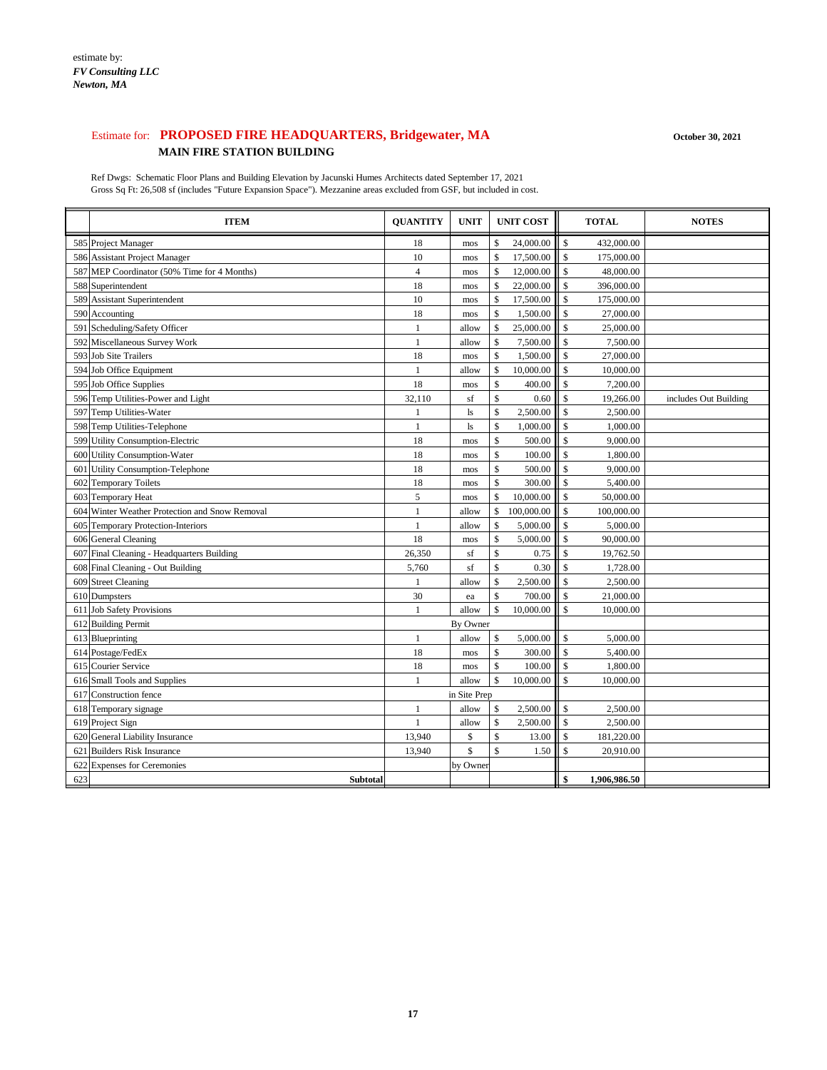estimate by:
***FV Consulting LLC***
***Newton, MA***

## Estimate for: **PROPOSED FIRE HEADQUARTERS, Bridgewater, MA**

**October 30, 2021**

### MAIN FIRE STATION BUILDING

Ref Dwgs: Schematic Floor Plans and Building Elevation by Jacunski Humes Architects dated September 17, 2021
Gross Sq Ft: 26,508 sf (includes "Future Expansion Space"). Mezzanine areas excluded from GSF, but included in cost.

| | ITEM | QUANTITY | UNIT | UNIT COST | TOTAL | NOTES |
|---|---|---|---|---|---|---|
| 585 | Project Manager | 18 | mos | $ 24,000.00 | $ 432,000.00 | |
| 586 | Assistant Project Manager | 10 | mos | $ 17,500.00 | $ 175,000.00 | |
| 587 | MEP Coordinator (50% Time for 4 Months) | 4 | mos | $ 12,000.00 | $ 48,000.00 | |
| 588 | Superintendent | 18 | mos | $ 22,000.00 | $ 396,000.00 | |
| 589 | Assistant Superintendent | 10 | mos | $ 17,500.00 | $ 175,000.00 | |
| 590 | Accounting | 18 | mos | $ 1,500.00 | $ 27,000.00 | |
| 591 | Scheduling/Safety Officer | 1 | allow | $ 25,000.00 | $ 25,000.00 | |
| 592 | Miscellaneous Survey Work | 1 | allow | $ 7,500.00 | $ 7,500.00 | |
| 593 | Job Site Trailers | 18 | mos | $ 1,500.00 | $ 27,000.00 | |
| 594 | Job Office Equipment | 1 | allow | $ 10,000.00 | $ 10,000.00 | |
| 595 | Job Office Supplies | 18 | mos | $ 400.00 | $ 7,200.00 | |
| 596 | Temp Utilities-Power and Light | 32,110 | sf | $ 0.60 | $ 19,266.00 | includes Out Building |
| 597 | Temp Utilities-Water | 1 | ls | $ 2,500.00 | $ 2,500.00 | |
| 598 | Temp Utilities-Telephone | 1 | ls | $ 1,000.00 | $ 1,000.00 | |
| 599 | Utility Consumption-Electric | 18 | mos | $ 500.00 | $ 9,000.00 | |
| 600 | Utility Consumption-Water | 18 | mos | $ 100.00 | $ 1,800.00 | |
| 601 | Utility Consumption-Telephone | 18 | mos | $ 500.00 | $ 9,000.00 | |
| 602 | Temporary Toilets | 18 | mos | $ 300.00 | $ 5,400.00 | |
| 603 | Temporary Heat | 5 | mos | $ 10,000.00 | $ 50,000.00 | |
| 604 | Winter Weather Protection and Snow Removal | 1 | allow | $ 100,000.00 | $ 100,000.00 | |
| 605 | Temporary Protection-Interiors | 1 | allow | $ 5,000.00 | $ 5,000.00 | |
| 606 | General Cleaning | 18 | mos | $ 5,000.00 | $ 90,000.00 | |
| 607 | Final Cleaning - Headquarters Building | 26,350 | sf | $ 0.75 | $ 19,762.50 | |
| 608 | Final Cleaning - Out Building | 5,760 | sf | $ 0.30 | $ 1,728.00 | |
| 609 | Street Cleaning | 1 | allow | $ 2,500.00 | $ 2,500.00 | |
| 610 | Dumpsters | 30 | ea | $ 700.00 | $ 21,000.00 | |
| 611 | Job Safety Provisions | 1 | allow | $ 10,000.00 | $ 10,000.00 | |
| 612 | Building Permit | | By Owner | | | |
| 613 | Blueprinting | 1 | allow | $ 5,000.00 | $ 5,000.00 | |
| 614 | Postage/FedEx | 18 | mos | $ 300.00 | $ 5,400.00 | |
| 615 | Courier Service | 18 | mos | $ 100.00 | $ 1,800.00 | |
| 616 | Small Tools and Supplies | 1 | allow | $ 10,000.00 | $ 10,000.00 | |
| 617 | Construction fence | | in Site Prep | | | |
| 618 | Temporary signage | 1 | allow | $ 2,500.00 | $ 2,500.00 | |
| 619 | Project Sign | 1 | allow | $ 2,500.00 | $ 2,500.00 | |
| 620 | General Liability Insurance | 13,940 | $ | $ 13.00 | $ 181,220.00 | |
| 621 | Builders Risk Insurance | 13,940 | $ | $ 1.50 | $ 20,910.00 | |
| 622 | Expenses for Ceremonies | | by Owner | | | |
| 623 | **Subtotal** | | | | **$ 1,906,986.50** | |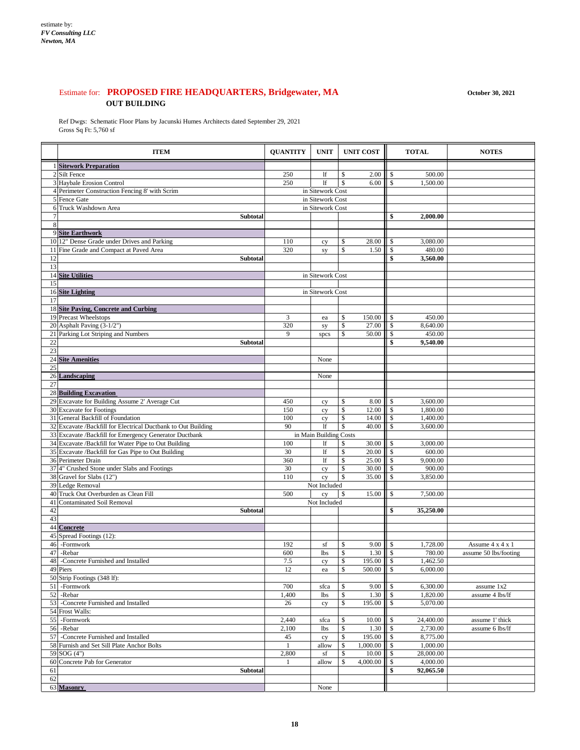estimate by:
***FV Consulting LLC***
***Newton, MA***

## Estimate for: **PROPOSED FIRE HEADQUARTERS, Bridgewater, MA**

**OUT BUILDING**

**October 30, 2021**

Ref Dwgs: Schematic Floor Plans by Jacunski Humes Architects dated September 29, 2021
Gross Sq Ft: 5,760 sf

| | ITEM | QUANTITY | UNIT | UNIT COST | TOTAL | NOTES |
|---|---|---|---|---|---|---|
| 1 | **Sitework Preparation** | | | | | |
| 2 | Silt Fence | 250 | lf | $ 2.00 | $ 500.00 | |
| 3 | Haybale Erosion Control | 250 | lf | $ 6.00 | $ 1,500.00 | |
| 4 | Perimeter Construction Fencing 8' with Scrim | | in Sitework Cost | | | |
| 5 | Fence Gate | | in Sitework Cost | | | |
| 6 | Truck Washdown Area | | in Sitework Cost | | | |
| 7 | **Subtotal** | | | | **$ 2,000.00** | |
| 8 | | | | | | |
| 9 | **Site Earthwork** | | | | | |
| 10 | 12" Dense Grade under Drives and Parking | 110 | cy | $ 28.00 | $ 3,080.00 | |
| 11 | Fine Grade and Compact at Paved Area | 320 | sy | $ 1.50 | $ 480.00 | |
| 12 | **Subtotal** | | | | **$ 3,560.00** | |
| 13 | | | | | | |
| 14 | **Site Utilities** | | in Sitework Cost | | | |
| 15 | | | | | | |
| 16 | **Site Lighting** | | in Sitework Cost | | | |
| 17 | | | | | | |
| 18 | **Site Paving, Concrete and Curbing** | | | | | |
| 19 | Precast Wheelstops | 3 | ea | $ 150.00 | $ 450.00 | |
| 20 | Asphalt Paving (3-1/2") | 320 | sy | $ 27.00 | $ 8,640.00 | |
| 21 | Parking Lot Striping and Numbers | 9 | spcs | $ 50.00 | $ 450.00 | |
| 22 | **Subtotal** | | | | **$ 9,540.00** | |
| 23 | | | | | | |
| 24 | **Site Amenities** | | None | | | |
| 25 | | | | | | |
| 26 | **Landscaping** | | None | | | |
| 27 | | | | | | |
| 28 | **Building Excavation** | | | | | |
| 29 | Excavate for Building Assume 2' Average Cut | 450 | cy | $ 8.00 | $ 3,600.00 | |
| 30 | Excavate for Footings | 150 | cy | $ 12.00 | $ 1,800.00 | |
| 31 | General Backfill of Foundation | 100 | cy | $ 14.00 | $ 1,400.00 | |
| 32 | Excavate /Backfill for Electrical Ductbank to Out Building | 90 | lf | $ 40.00 | $ 3,600.00 | |
| 33 | Excavate /Backfill for Emergency Generator Ductbank | | in Main Building Costs | | | |
| 34 | Excavate /Backfill for Water Pipe to Out Building | 100 | lf | $ 30.00 | $ 3,000.00 | |
| 35 | Excavate /Backfill for Gas Pipe to Out Building | 30 | lf | $ 20.00 | $ 600.00 | |
| 36 | Perimeter Drain | 360 | lf | $ 25.00 | $ 9,000.00 | |
| 37 | 4" Crushed Stone under Slabs and Footings | 30 | cy | $ 30.00 | $ 900.00 | |
| 38 | Gravel for Slabs (12") | 110 | cy | $ 35.00 | $ 3,850.00 | |
| 39 | Ledge Removal | | Not Included | | | |
| 40 | Truck Out Overburden as Clean Fill | 500 | cy | $ 15.00 | $ 7,500.00 | |
| 41 | Contaminated Soil Removal | | Not Included | | | |
| 42 | **Subtotal** | | | | **$ 35,250.00** | |
| 43 | | | | | | |
| 44 | **Concrete** | | | | | |
| 45 | Spread Footings (12): | | | | | |
| 46 | -Formwork | 192 | sf | $ 9.00 | $ 1,728.00 | Assume 4 x 4 x 1 |
| 47 | -Rebar | 600 | lbs | $ 1.30 | $ 780.00 | assume 50 lbs/footing |
| 48 | -Concrete Furnished and Installed | 7.5 | cy | $ 195.00 | $ 1,462.50 | |
| 49 | Piers | 12 | ea | $ 500.00 | $ 6,000.00 | |
| 50 | Strip Footings (348 lf): | | | | | |
| 51 | -Formwork | 700 | sfca | $ 9.00 | $ 6,300.00 | assume 1x2 |
| 52 | -Rebar | 1,400 | lbs | $ 1.30 | $ 1,820.00 | assume 4 lbs/lf |
| 53 | -Concrete Furnished and Installed | 26 | cy | $ 195.00 | $ 5,070.00 | |
| 54 | Frost Walls: | | | | | |
| 55 | -Formwork | 2,440 | sfca | $ 10.00 | $ 24,400.00 | assume 1' thick |
| 56 | -Rebar | 2,100 | lbs | $ 1.30 | $ 2,730.00 | assume 6 lbs/lf |
| 57 | -Concrete Furnished and Installed | 45 | cy | $ 195.00 | $ 8,775.00 | |
| 58 | Furnish and Set Sill Plate Anchor Bolts | 1 | allow | $ 1,000.00 | $ 1,000.00 | |
| 59 | SOG (4") | 2,800 | sf | $ 10.00 | $ 28,000.00 | |
| 60 | Concrete Pab for Generator | 1 | allow | $ 4,000.00 | $ 4,000.00 | |
| 61 | **Subtotal** | | | | **$ 92,065.50** | |
| 62 | | | | | | |
| 63 | **Masonry** | | None | | | |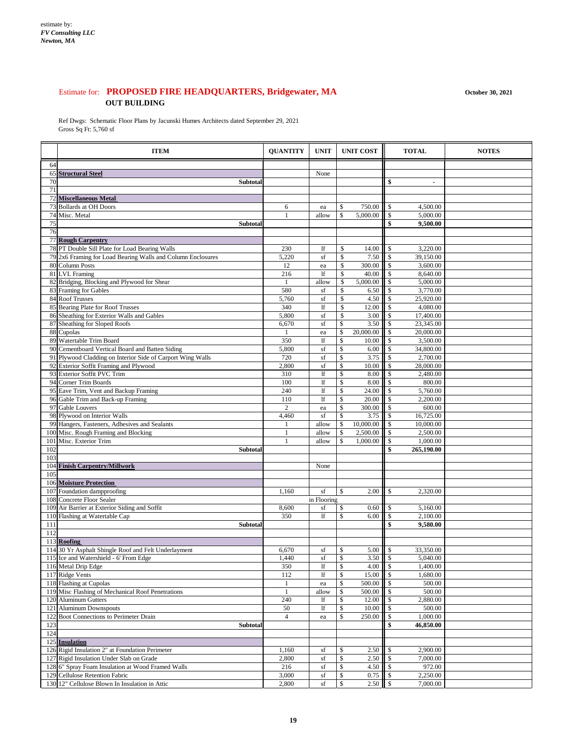estimate by:
***FV Consulting LLC***
***Newton, MA***

Estimate for: **PROPOSED FIRE HEADQUARTERS, Bridgewater, MA** **October 30, 2021**
**OUT BUILDING**

Ref Dwgs: Schematic Floor Plans by Jacunski Humes Architects dated September 29, 2021
Gross Sq Ft: 5,760 sf

| | ITEM | QUANTITY | UNIT | UNIT COST | TOTAL | NOTES |
|---|---|---|---|---|---|---|
| 64 | | | | | | |
| 65 | **Structural Steel** | | None | | | |
| 70 | **Subtotal** | | | | $ - | |
| 71 | | | | | | |
| 72 | **Miscellaneous Metal** | | | | | |
| 73 | Bollards at OH Doors | 6 | ea | $ 750.00 | $ 4,500.00 | |
| 74 | Misc. Metal | 1 | allow | $ 5,000.00 | $ 5,000.00 | |
| 75 | **Subtotal** | | | | **$ 9,500.00** | |
| 76 | | | | | | |
| 77 | **Rough Carpentry** | | | | | |
| 78 | PT Double Sill Plate for Load Bearing Walls | 230 | lf | $ 14.00 | $ 3,220.00 | |
| 79 | 2x6 Framing for Load Bearing Walls and Column Enclosures | 5,220 | sf | $ 7.50 | $ 39,150.00 | |
| 80 | Column Posts | 12 | ea | $ 300.00 | $ 3,600.00 | |
| 81 | LVL Framing | 216 | lf | $ 40.00 | $ 8,640.00 | |
| 82 | Bridging, Blocking and Plywood for Shear | 1 | allow | $ 5,000.00 | $ 5,000.00 | |
| 83 | Framing for Gables | 580 | sf | $ 6.50 | $ 3,770.00 | |
| 84 | Roof Trusses | 5,760 | sf | $ 4.50 | $ 25,920.00 | |
| 85 | Bearing Plate for Roof Trusses | 340 | lf | $ 12.00 | $ 4,080.00 | |
| 86 | Sheathing for Exterior Walls and Gables | 5,800 | sf | $ 3.00 | $ 17,400.00 | |
| 87 | Sheathing for Sloped Roofs | 6,670 | sf | $ 3.50 | $ 23,345.00 | |
| 88 | Cupolas | 1 | ea | $ 20,000.00 | $ 20,000.00 | |
| 89 | Watertable Trim Board | 350 | lf | $ 10.00 | $ 3,500.00 | |
| 90 | Cementboard Vertical Board and Batten Siding | 5,800 | sf | $ 6.00 | $ 34,800.00 | |
| 91 | Plywood Cladding on Interior Side of Carport Wing Walls | 720 | sf | $ 3.75 | $ 2,700.00 | |
| 92 | Exterior Soffit Framing and Plywood | 2,800 | sf | $ 10.00 | $ 28,000.00 | |
| 93 | Exterior Soffit PVC Trim | 310 | lf | $ 8.00 | $ 2,480.00 | |
| 94 | Corner Trim Boards | 100 | lf | $ 8.00 | $ 800.00 | |
| 95 | Eave Trim, Vent and Backup Framing | 240 | lf | $ 24.00 | $ 5,760.00 | |
| 96 | Gable Trim and Back-up Framing | 110 | lf | $ 20.00 | $ 2,200.00 | |
| 97 | Gable Louvers | 2 | ea | $ 300.00 | $ 600.00 | |
| 98 | Plywood on Interior Walls | 4,460 | sf | $ 3.75 | $ 16,725.00 | |
| 99 | Hangers, Fasteners, Adhesives and Sealants | 1 | allow | $ 10,000.00 | $ 10,000.00 | |
| 100 | Misc. Rough Framing and Blocking | 1 | allow | $ 2,500.00 | $ 2,500.00 | |
| 101 | Misc. Exterior Trim | 1 | allow | $ 1,000.00 | $ 1,000.00 | |
| 102 | **Subtotal** | | | | **$ 265,190.00** | |
| 103 | | | | | | |
| 104 | **Finish Carpentry/Millwork** | | None | | | |
| 105 | | | | | | |
| 106 | **Moisture Protection** | | | | | |
| 107 | Foundation dampproofing | 1,160 | sf | $ 2.00 | $ 2,320.00 | |
| 108 | Concrete Floor Sealer | | in Flooring | | | |
| 109 | Air Barrier at Exterior Siding and Soffit | 8,600 | sf | $ 0.60 | $ 5,160.00 | |
| 110 | Flashing at Watertable Cap | 350 | lf | $ 6.00 | $ 2,100.00 | |
| 111 | **Subtotal** | | | | **$ 9,580.00** | |
| 112 | | | | | | |
| 113 | **Roofing** | | | | | |
| 114 | 30 Yr Asphalt Shingle Roof and Felt Underlayment | 6,670 | sf | $ 5.00 | $ 33,350.00 | |
| 115 | Ice and Watershield - 6' From Edge | 1,440 | sf | $ 3.50 | $ 5,040.00 | |
| 116 | Metal Drip Edge | 350 | lf | $ 4.00 | $ 1,400.00 | |
| 117 | Ridge Vents | 112 | lf | $ 15.00 | $ 1,680.00 | |
| 118 | Flashing at Cupolas | 1 | ea | $ 500.00 | $ 500.00 | |
| 119 | Misc Flashing of Mechanical Roof Penetrations | 1 | allow | $ 500.00 | $ 500.00 | |
| 120 | Aluminum Gutters | 240 | lf | $ 12.00 | $ 2,880.00 | |
| 121 | Aluminum Downspouts | 50 | lf | $ 10.00 | $ 500.00 | |
| 122 | Boot Connections to Perimeter Drain | 4 | ea | $ 250.00 | $ 1,000.00 | |
| 123 | **Subtotal** | | | | **$ 46,850.00** | |
| 124 | | | | | | |
| 125 | **Insulation** | | | | | |
| 126 | Rigid Insulation 2" at Foundation Perimeter | 1,160 | sf | $ 2.50 | $ 2,900.00 | |
| 127 | Rigid Insulation Under Slab on Grade | 2,800 | sf | $ 2.50 | $ 7,000.00 | |
| 128 | 6" Spray Foam Insulation at Wood Framed Walls | 216 | sf | $ 4.50 | $ 972.00 | |
| 129 | Cellulose Retention Fabric | 3,000 | sf | $ 0.75 | $ 2,250.00 | |
| 130 | 12" Cellulose Blown In Insulation in Attic | 2,800 | sf | $ 2.50 | $ 7,000.00 | |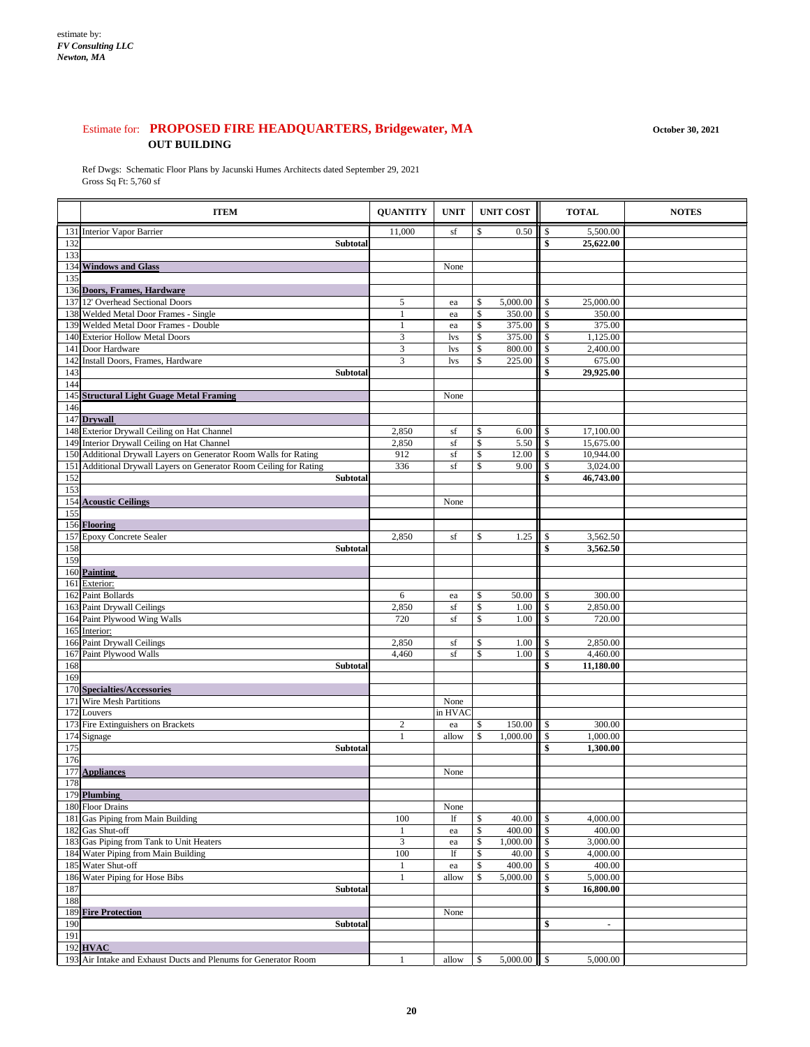estimate by:
***FV Consulting LLC***
***Newton, MA***

## Estimate for: PROPOSED FIRE HEADQUARTERS, Bridgewater, MA

**October 30, 2021**

**OUT BUILDING**

Ref Dwgs: Schematic Floor Plans by Jacunski Humes Architects dated September 29, 2021
Gross Sq Ft: 5,760 sf

| | ITEM | QUANTITY | UNIT | UNIT COST | TOTAL | NOTES |
|---|---|---|---|---|---|---|
| 131 | Interior Vapor Barrier | 11,000 | sf | $ 0.50 | $ 5,500.00 | |
| 132 | **Subtotal** | | | | **$ 25,622.00** | |
| 133 | | | | | | |
| 134 | **Windows and Glass** | | None | | | |
| 135 | | | | | | |
| 136 | **Doors, Frames, Hardware** | | | | | |
| 137 | 12' Overhead Sectional Doors | 5 | ea | $ 5,000.00 | $ 25,000.00 | |
| 138 | Welded Metal Door Frames - Single | 1 | ea | $ 350.00 | $ 350.00 | |
| 139 | Welded Metal Door Frames - Double | 1 | ea | $ 375.00 | $ 375.00 | |
| 140 | Exterior Hollow Metal Doors | 3 | lvs | $ 375.00 | $ 1,125.00 | |
| 141 | Door Hardware | 3 | lvs | $ 800.00 | $ 2,400.00 | |
| 142 | Install Doors, Frames, Hardware | 3 | lvs | $ 225.00 | $ 675.00 | |
| 143 | **Subtotal** | | | | **$ 29,925.00** | |
| 144 | | | | | | |
| 145 | **Structural Light Guage Metal Framing** | | None | | | |
| 146 | | | | | | |
| 147 | **Drywall** | | | | | |
| 148 | Exterior Drywall Ceiling on Hat Channel | 2,850 | sf | $ 6.00 | $ 17,100.00 | |
| 149 | Interior Drywall Ceiling on Hat Channel | 2,850 | sf | $ 5.50 | $ 15,675.00 | |
| 150 | Additional Drywall Layers on Generator Room Walls for Rating | 912 | sf | $ 12.00 | $ 10,944.00 | |
| 151 | Additional Drywall Layers on Generator Room Ceiling for Rating | 336 | sf | $ 9.00 | $ 3,024.00 | |
| 152 | **Subtotal** | | | | **$ 46,743.00** | |
| 153 | | | | | | |
| 154 | **Acoustic Ceilings** | | None | | | |
| 155 | | | | | | |
| 156 | **Flooring** | | | | | |
| 157 | Epoxy Concrete Sealer | 2,850 | sf | $ 1.25 | $ 3,562.50 | |
| 158 | **Subtotal** | | | | **$ 3,562.50** | |
| 159 | | | | | | |
| 160 | **Painting** | | | | | |
| 161 | Exterior: | | | | | |
| 162 | Paint Bollards | 6 | ea | $ 50.00 | $ 300.00 | |
| 163 | Paint Drywall Ceilings | 2,850 | sf | $ 1.00 | $ 2,850.00 | |
| 164 | Paint Plywood Wing Walls | 720 | sf | $ 1.00 | $ 720.00 | |
| 165 | Interior: | | | | | |
| 166 | Paint Drywall Ceilings | 2,850 | sf | $ 1.00 | $ 2,850.00 | |
| 167 | Paint Plywood Walls | 4,460 | sf | $ 1.00 | $ 4,460.00 | |
| 168 | **Subtotal** | | | | **$ 11,180.00** | |
| 169 | | | | | | |
| 170 | **Specialties/Accessories** | | | | | |
| 171 | Wire Mesh Partitions | | None | | | |
| 172 | Louvers | | in HVAC | | | |
| 173 | Fire Extinguishers on Brackets | 2 | ea | $ 150.00 | $ 300.00 | |
| 174 | Signage | 1 | allow | $ 1,000.00 | $ 1,000.00 | |
| 175 | **Subtotal** | | | | **$ 1,300.00** | |
| 176 | | | | | | |
| 177 | **Appliances** | | None | | | |
| 178 | | | | | | |
| 179 | **Plumbing** | | | | | |
| 180 | Floor Drains | | None | | | |
| 181 | Gas Piping from Main Building | 100 | lf | $ 40.00 | $ 4,000.00 | |
| 182 | Gas Shut-off | 1 | ea | $ 400.00 | $ 400.00 | |
| 183 | Gas Piping from Tank to Unit Heaters | 3 | ea | $ 1,000.00 | $ 3,000.00 | |
| 184 | Water Piping from Main Building | 100 | lf | $ 40.00 | $ 4,000.00 | |
| 185 | Water Shut-off | 1 | ea | $ 400.00 | $ 400.00 | |
| 186 | Water Piping for Hose Bibs | 1 | allow | $ 5,000.00 | $ 5,000.00 | |
| 187 | **Subtotal** | | | | **$ 16,800.00** | |
| 188 | | | | | | |
| 189 | **Fire Protection** | | None | | | |
| 190 | **Subtotal** | | | | **$ -** | |
| 191 | | | | | | |
| 192 | **HVAC** | | | | | |
| 193 | Air Intake and Exhaust Ducts and Plenums for Generator Room | 1 | allow | $ 5,000.00 | $ 5,000.00 | |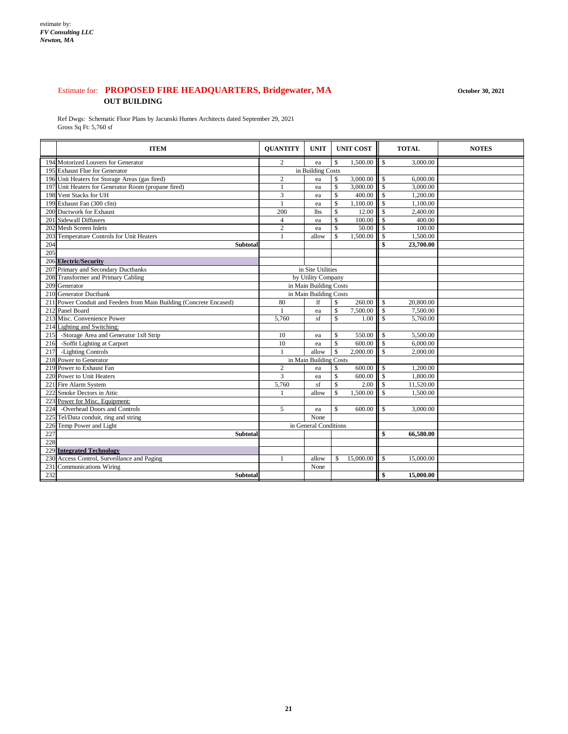estimate by:
***FV Consulting LLC***
***Newton, MA***

## Estimate for: **PROPOSED FIRE HEADQUARTERS, Bridgewater, MA**

**OUT BUILDING**

**October 30, 2021**

Ref Dwgs: Schematic Floor Plans by Jacunski Humes Architects dated September 29, 2021
Gross Sq Ft: 5,760 sf

| | ITEM | QUANTITY | UNIT | UNIT COST | TOTAL | NOTES |
|---|---|---|---|---|---|---|
| 194 | Motorized Louvers for Generator | 2 | ea | $ 1,500.00 | $ 3,000.00 | |
| 195 | Exhaust Flue for Generator | | in Building Costs | | | |
| 196 | Unit Heaters for Storage Areas (gas fired) | 2 | ea | $ 3,000.00 | $ 6,000.00 | |
| 197 | Unit Heaters for Generator Room (propane fired) | 1 | ea | $ 3,000.00 | $ 3,000.00 | |
| 198 | Vent Stacks for UH | 3 | ea | $ 400.00 | $ 1,200.00 | |
| 199 | Exhaust Fan (300 cfm) | 1 | ea | $ 1,100.00 | $ 1,100.00 | |
| 200 | Ductwork for Exhaust | 200 | lbs | $ 12.00 | $ 2,400.00 | |
| 201 | Sidewall Diffusers | 4 | ea | $ 100.00 | $ 400.00 | |
| 202 | Mesh Screen Inlets | 2 | ea | $ 50.00 | $ 100.00 | |
| 203 | Temperature Controls for Unit Heaters | 1 | allow | $ 1,500.00 | $ 1,500.00 | |
| 204 | **Subtotal** | | | | **$ 23,700.00** | |
| 205 | | | | | | |
| 206 | **Electric/Security** | | | | | |
| 207 | Primary and Secondary Ductbanks | | in Site Utilities | | | |
| 208 | Transformer and Primary Cabling | | by Utility Company | | | |
| 209 | Generator | | in Main Building Costs | | | |
| 210 | Generator Ductbank | | in Main Building Costs | | | |
| 211 | Power Conduit and Feeders from Main Building (Concrete Encased) | 80 | lf | $ 260.00 | $ 20,800.00 | |
| 212 | Panel Board | 1 | ea | $ 7,500.00 | $ 7,500.00 | |
| 213 | Misc. Convenience Power | 5,760 | sf | $ 1.00 | $ 5,760.00 | |
| 214 | Lighting and Switching: | | | | | |
| 215 | -Storage Area and Generator 1x8 Strip | 10 | ea | $ 550.00 | $ 5,500.00 | |
| 216 | -Soffit Lighting at Carport | 10 | ea | $ 600.00 | $ 6,000.00 | |
| 217 | -Lighting Controls | 1 | allow | $ 2,000.00 | $ 2,000.00 | |
| 218 | Power to Generator | | in Main Building Costs | | | |
| 219 | Power to Exhaust Fan | 2 | ea | $ 600.00 | $ 1,200.00 | |
| 220 | Power to Unit Heaters | 3 | ea | $ 600.00 | $ 1,800.00 | |
| 221 | Fire Alarm System | 5,760 | sf | $ 2.00 | $ 11,520.00 | |
| 222 | Smoke Dectors in Attic | 1 | allow | $ 1,500.00 | $ 1,500.00 | |
| 223 | Power for Misc. Equipment: | | | | | |
| 224 | -Overhead Doors and Controls | 5 | ea | $ 600.00 | $ 3,000.00 | |
| 225 | Tel/Data conduit, ring and string | | None | | | |
| 226 | Temp Power and Light | | in General Conditions | | | |
| 227 | **Subtotal** | | | | **$ 66,580.00** | |
| 228 | | | | | | |
| 229 | **Integrated Technology** | | | | | |
| 230 | Access Control, Surveillance and Paging | 1 | allow | $ 15,000.00 | $ 15,000.00 | |
| 231 | Communications Wiring | | None | | | |
| 232 | **Subtotal** | | | | **$ 15,000.00** | |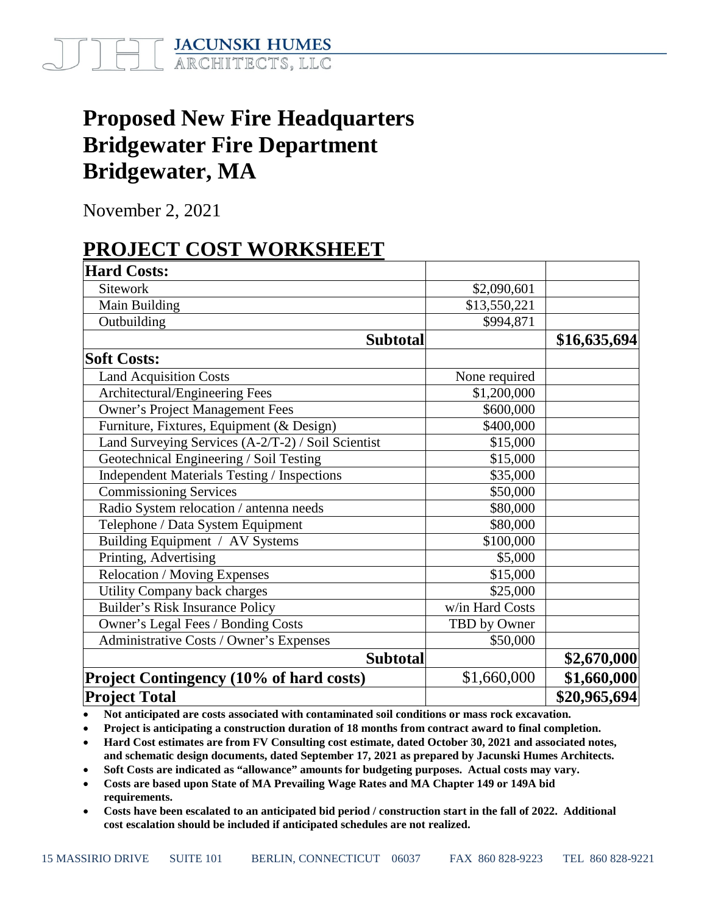**JACUNSKI HUMES**
ARCHITECTS, LLC

# Proposed New Fire Headquarters
# Bridgewater Fire Department
# Bridgewater, MA

November 2, 2021

## PROJECT COST WORKSHEET

| | | |
|---|---|---|
| **Hard Costs:** | | |
| Sitework | $2,090,601 | |
| Main Building | $13,550,221 | |
| Outbuilding | $994,871 | |
| **Subtotal** | | **$16,635,694** |
| **Soft Costs:** | | |
| Land Acquisition Costs | None required | |
| Architectural/Engineering Fees | $1,200,000 | |
| Owner's Project Management Fees | $600,000 | |
| Furniture, Fixtures, Equipment (& Design) | $400,000 | |
| Land Surveying Services (A-2/T-2) / Soil Scientist | $15,000 | |
| Geotechnical Engineering / Soil Testing | $15,000 | |
| Independent Materials Testing / Inspections | $35,000 | |
| Commissioning Services | $50,000 | |
| Radio System relocation / antenna needs | $80,000 | |
| Telephone / Data System Equipment | $80,000 | |
| Building Equipment / AV Systems | $100,000 | |
| Printing, Advertising | $5,000 | |
| Relocation / Moving Expenses | $15,000 | |
| Utility Company back charges | $25,000 | |
| Builder's Risk Insurance Policy | w/in Hard Costs | |
| Owner's Legal Fees / Bonding Costs | TBD by Owner | |
| Administrative Costs / Owner's Expenses | $50,000 | |
| **Subtotal** | | **$2,670,000** |
| **Project Contingency (10% of hard costs)** | $1,660,000 | **$1,660,000** |
| **Project Total** | | **$20,965,694** |

- **Not anticipated are costs associated with contaminated soil conditions or mass rock excavation.**
- **Project is anticipating a construction duration of 18 months from contract award to final completion.**
- **Hard Cost estimates are from FV Consulting cost estimate, dated October 30, 2021 and associated notes, and schematic design documents, dated September 17, 2021 as prepared by Jacunski Humes Architects.**
- **Soft Costs are indicated as "allowance" amounts for budgeting purposes. Actual costs may vary.**
- **Costs are based upon State of MA Prevailing Wage Rates and MA Chapter 149 or 149A bid requirements.**
- **Costs have been escalated to an anticipated bid period / construction start in the fall of 2022. Additional cost escalation should be included if anticipated schedules are not realized.**

15 MASSIRIO DRIVE SUITE 101 BERLIN, CONNECTICUT 06037 FAX 860 828-9223 TEL 860 828-9221